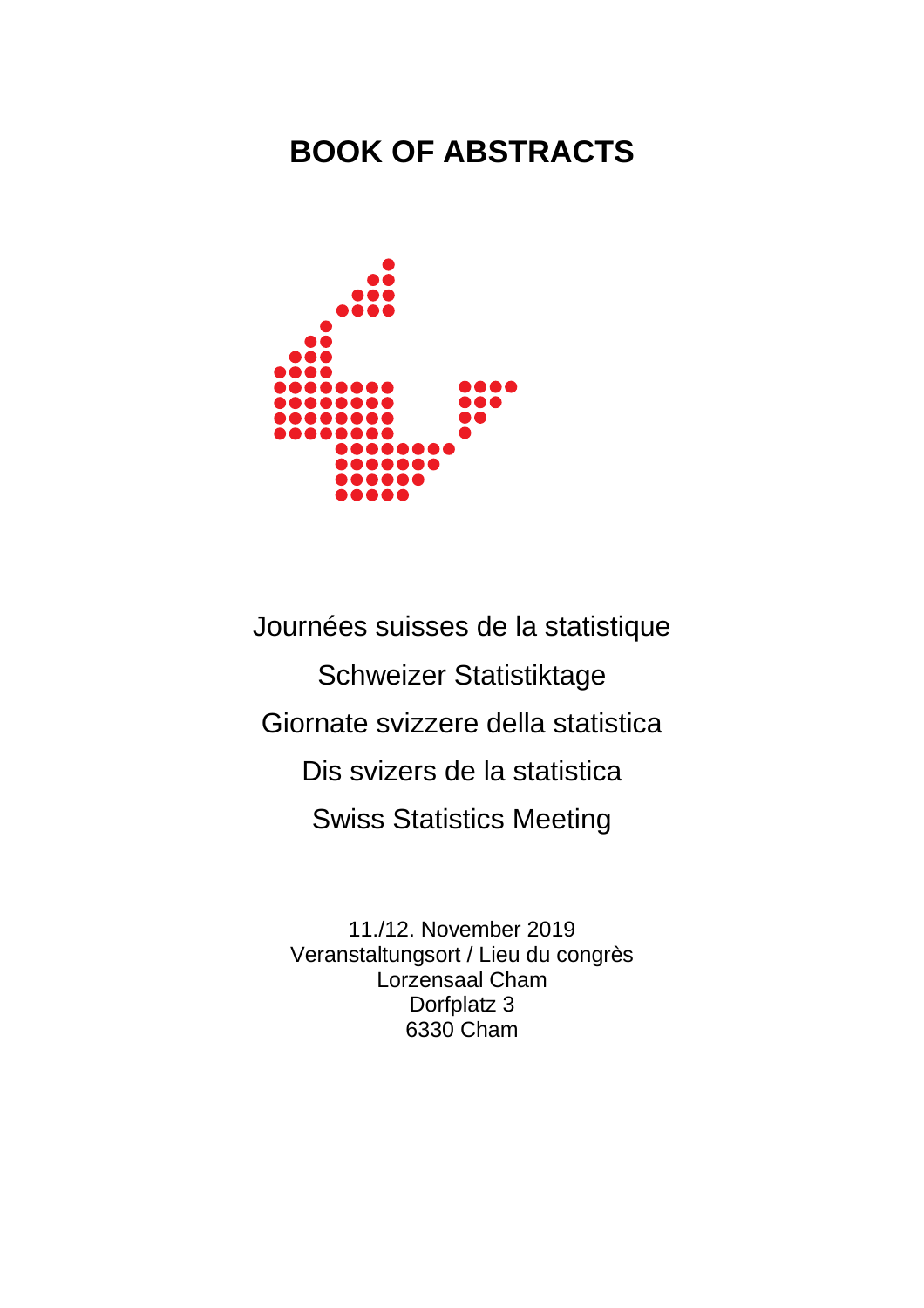# BOOK OF ABSTRACTS

Journées suisses de la statistique

Schweizer Statistiktage

Giornate svizzere della statistica

Dis svizers de la statistica

Swiss Statistics Meeting

11./12. November 2019

Veranstaltungsort / Lieu du congrès

Lorzensaal Cham

Dorfplatz 3

6330 Cham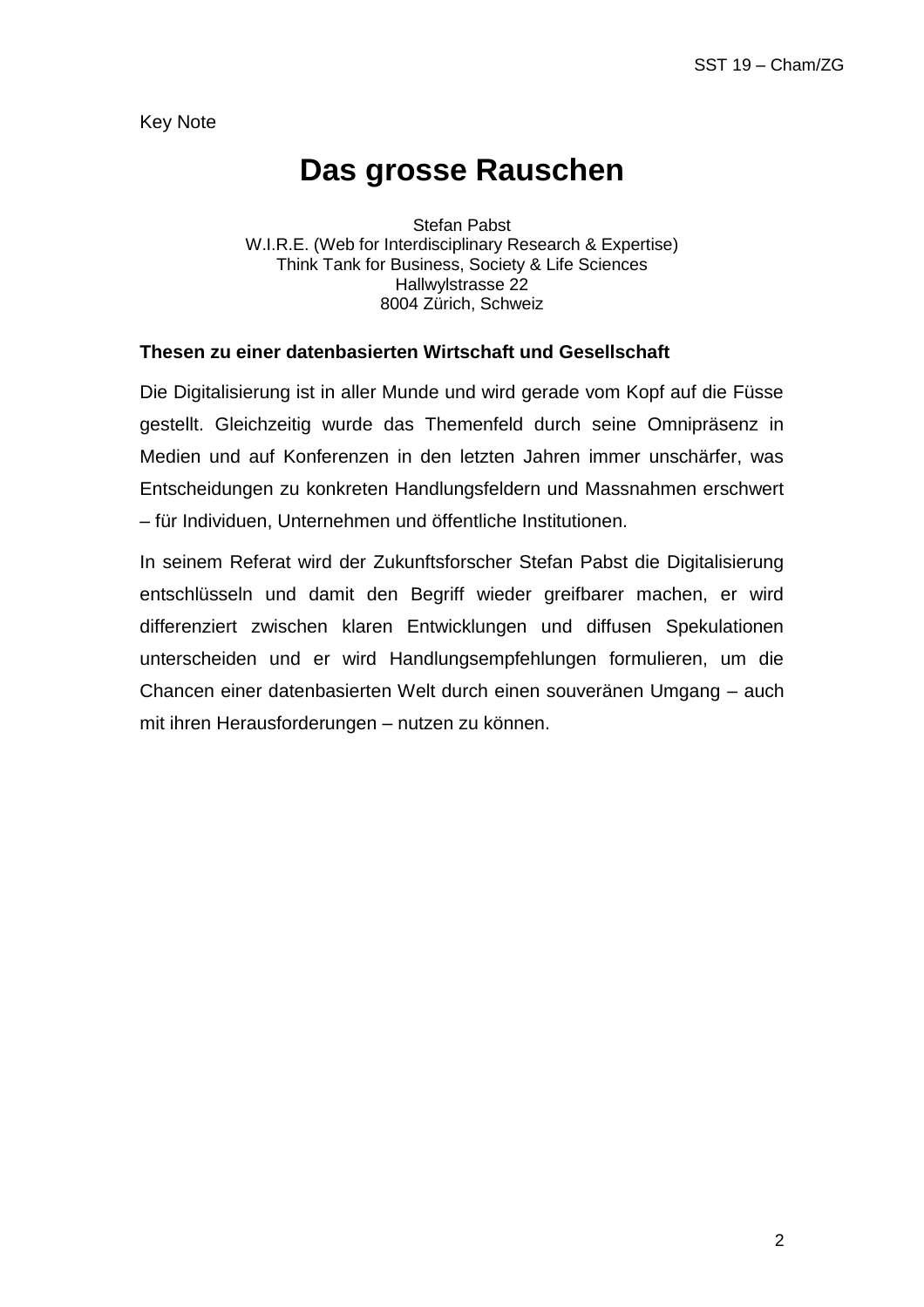Key Note

# Das grosse Rauschen

Stefan Pabst
W.I.R.E. (Web for Interdisciplinary Research & Expertise)
Think Tank for Business, Society & Life Sciences
Hallwylstrasse 22
8004 Zürich, Schweiz

**Thesen zu einer datenbasierten Wirtschaft und Gesellschaft**

Die Digitalisierung ist in aller Munde und wird gerade vom Kopf auf die Füsse gestellt. Gleichzeitig wurde das Themenfeld durch seine Omnipräsenz in Medien und auf Konferenzen in den letzten Jahren immer unschärfer, was Entscheidungen zu konkreten Handlungsfeldern und Massnahmen erschwert – für Individuen, Unternehmen und öffentliche Institutionen.

In seinem Referat wird der Zukunftsforscher Stefan Pabst die Digitalisierung entschlüsseln und damit den Begriff wieder greifbarer machen, er wird differenziert zwischen klaren Entwicklungen und diffusen Spekulationen unterscheiden und er wird Handlungsempfehlungen formulieren, um die Chancen einer datenbasierten Welt durch einen souveränen Umgang – auch mit ihren Herausforderungen – nutzen zu können.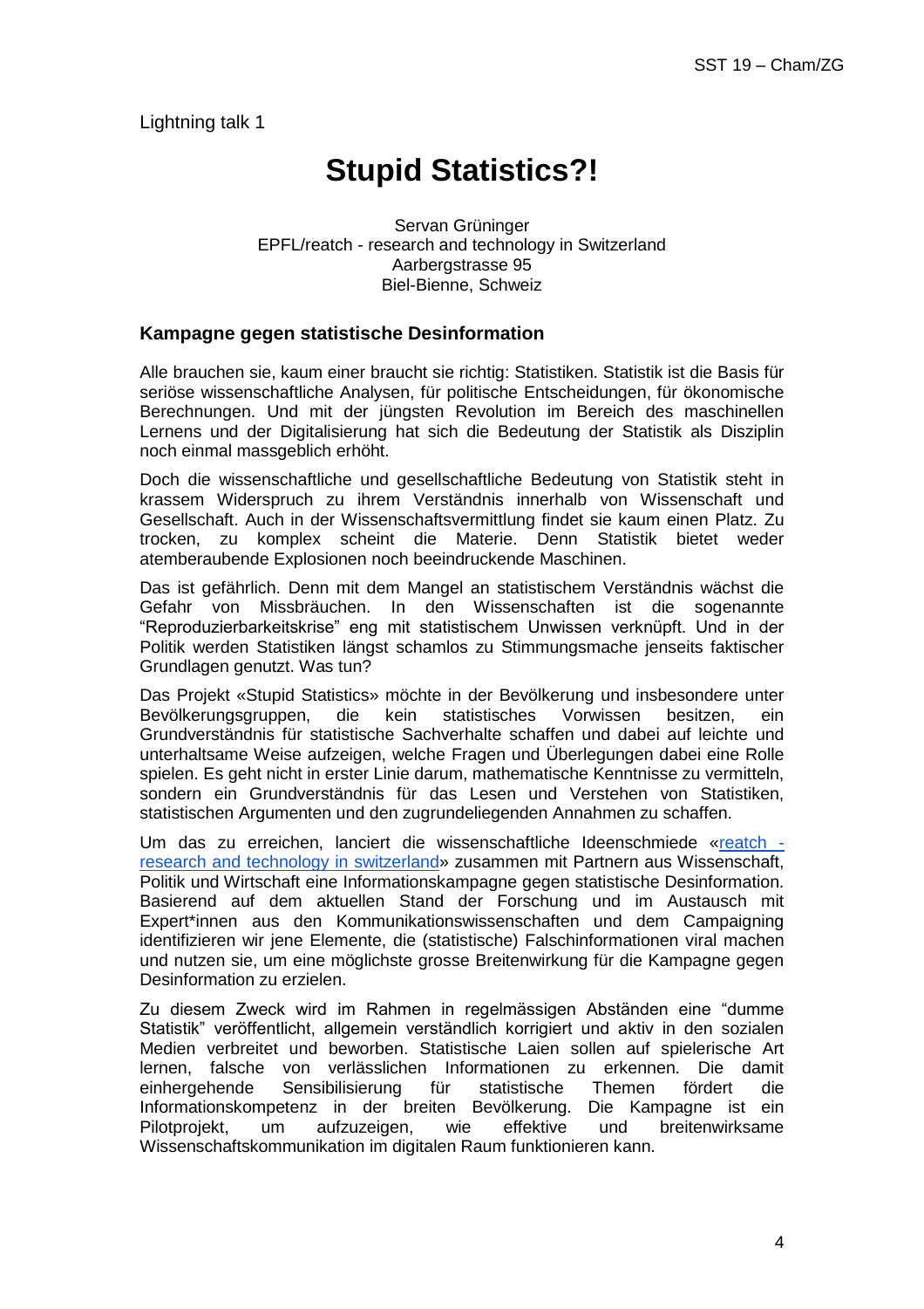Lightning talk 1

# Stupid Statistics?!

Servan Grüninger
EPFL/reatch - research and technology in Switzerland
Aarbergstrasse 95
Biel-Bienne, Schweiz

### Kampagne gegen statistische Desinformation

Alle brauchen sie, kaum einer braucht sie richtig: Statistiken. Statistik ist die Basis für seriöse wissenschaftliche Analysen, für politische Entscheidungen, für ökonomische Berechnungen. Und mit der jüngsten Revolution im Bereich des maschinellen Lernens und der Digitalisierung hat sich die Bedeutung der Statistik als Disziplin noch einmal massgeblich erhöht.

Doch die wissenschaftliche und gesellschaftliche Bedeutung von Statistik steht in krassem Widerspruch zu ihrem Verständnis innerhalb von Wissenschaft und Gesellschaft. Auch in der Wissenschaftsvermittlung findet sie kaum einen Platz. Zu trocken, zu komplex scheint die Materie. Denn Statistik bietet weder atemberaubende Explosionen noch beeindruckende Maschinen.

Das ist gefährlich. Denn mit dem Mangel an statistischem Verständnis wächst die Gefahr von Missbräuchen. In den Wissenschaften ist die sogenannte "Reproduzierbarkeitskrise" eng mit statistischem Unwissen verknüpft. Und in der Politik werden Statistiken längst schamlos zu Stimmungsmache jenseits faktischer Grundlagen genutzt. Was tun?

Das Projekt «Stupid Statistics» möchte in der Bevölkerung und insbesondere unter Bevölkerungsgruppen, die kein statistisches Vorwissen besitzen, ein Grundverständnis für statistische Sachverhalte schaffen und dabei auf leichte und unterhaltsame Weise aufzeigen, welche Fragen und Überlegungen dabei eine Rolle spielen. Es geht nicht in erster Linie darum, mathematische Kenntnisse zu vermitteln, sondern ein Grundverständnis für das Lesen und Verstehen von Statistiken, statistischen Argumenten und den zugrundeliegenden Annahmen zu schaffen.

Um das zu erreichen, lanciert die wissenschaftliche Ideenschmiede «reatch - research and technology in switzerland» zusammen mit Partnern aus Wissenschaft, Politik und Wirtschaft eine Informationskampagne gegen statistische Desinformation. Basierend auf dem aktuellen Stand der Forschung und im Austausch mit Expert*innen aus den Kommunikationswissenschaften und dem Campaigning identifizieren wir jene Elemente, die (statistische) Falschinformationen viral machen und nutzen sie, um eine möglichste grosse Breitenwirkung für die Kampagne gegen Desinformation zu erzielen.

Zu diesem Zweck wird im Rahmen in regelmässigen Abständen eine "dumme Statistik" veröffentlicht, allgemein verständlich korrigiert und aktiv in den sozialen Medien verbreitet und beworben. Statistische Laien sollen auf spielerische Art lernen, falsche von verlässlichen Informationen zu erkennen. Die damit einhergehende Sensibilisierung für statistische Themen fördert die Informationskompetenz in der breiten Bevölkerung. Die Kampagne ist ein Pilotprojekt, um aufzuzeigen, wie effektive und breitenwirksame Wissenschaftskommunikation im digitalen Raum funktionieren kann.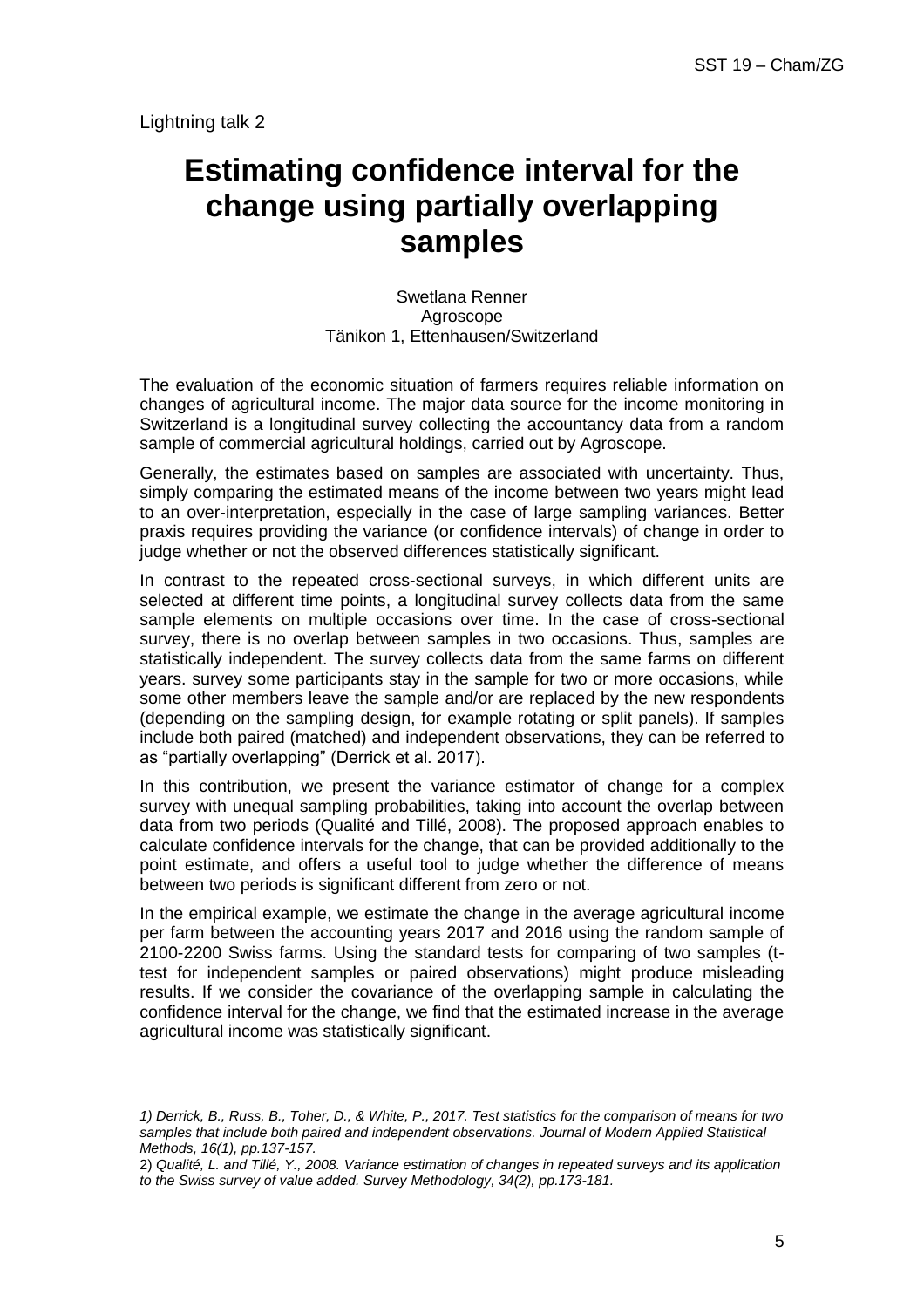Lightning talk 2

# Estimating confidence interval for the change using partially overlapping samples

Swetlana Renner
Agroscope
Tänikon 1, Ettenhausen/Switzerland

The evaluation of the economic situation of farmers requires reliable information on changes of agricultural income. The major data source for the income monitoring in Switzerland is a longitudinal survey collecting the accountancy data from a random sample of commercial agricultural holdings, carried out by Agroscope.

Generally, the estimates based on samples are associated with uncertainty. Thus, simply comparing the estimated means of the income between two years might lead to an over-interpretation, especially in the case of large sampling variances. Better praxis requires providing the variance (or confidence intervals) of change in order to judge whether or not the observed differences statistically significant.

In contrast to the repeated cross-sectional surveys, in which different units are selected at different time points, a longitudinal survey collects data from the same sample elements on multiple occasions over time. In the case of cross-sectional survey, there is no overlap between samples in two occasions. Thus, samples are statistically independent. The survey collects data from the same farms on different years. survey some participants stay in the sample for two or more occasions, while some other members leave the sample and/or are replaced by the new respondents (depending on the sampling design, for example rotating or split panels). If samples include both paired (matched) and independent observations, they can be referred to as "partially overlapping" (Derrick et al. 2017).

In this contribution, we present the variance estimator of change for a complex survey with unequal sampling probabilities, taking into account the overlap between data from two periods (Qualité and Tillé, 2008). The proposed approach enables to calculate confidence intervals for the change, that can be provided additionally to the point estimate, and offers a useful tool to judge whether the difference of means between two periods is significant different from zero or not.

In the empirical example, we estimate the change in the average agricultural income per farm between the accounting years 2017 and 2016 using the random sample of 2100-2200 Swiss farms. Using the standard tests for comparing of two samples (t-test for independent samples or paired observations) might produce misleading results. If we consider the covariance of the overlapping sample in calculating the confidence interval for the change, we find that the estimated increase in the average agricultural income was statistically significant.

*1) Derrick, B., Russ, B., Toher, D., & White, P., 2017. Test statistics for the comparison of means for two samples that include both paired and independent observations. Journal of Modern Applied Statistical Methods, 16(1), pp.137-157.*

2) *Qualité, L. and Tillé, Y., 2008. Variance estimation of changes in repeated surveys and its application to the Swiss survey of value added. Survey Methodology, 34(2), pp.173-181.*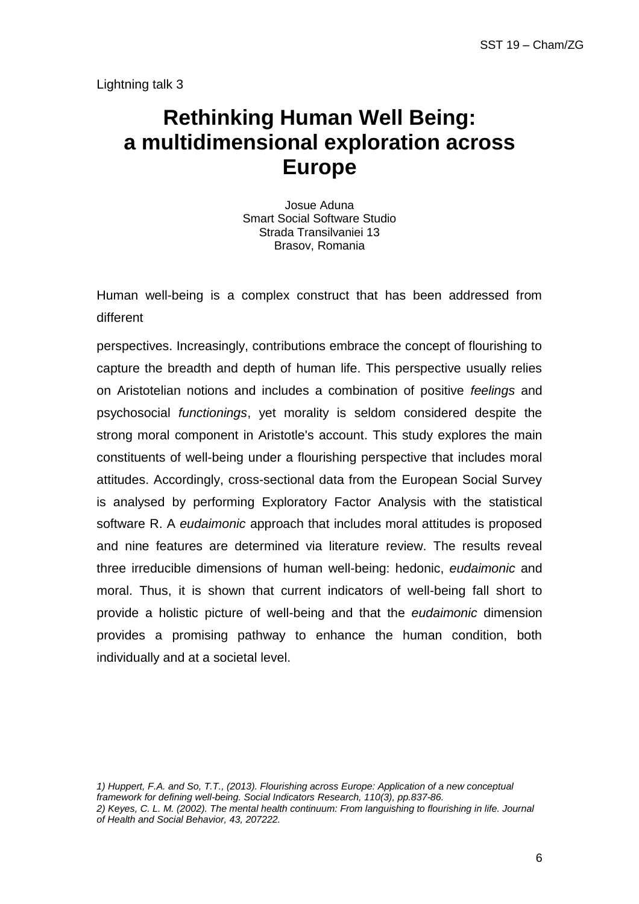Lightning talk 3

# Rethinking Human Well Being: a multidimensional exploration across Europe

Josue Aduna
Smart Social Software Studio
Strada Transilvaniei 13
Brasov, Romania

Human well-being is a complex construct that has been addressed from different

perspectives. Increasingly, contributions embrace the concept of flourishing to capture the breadth and depth of human life. This perspective usually relies on Aristotelian notions and includes a combination of positive *feelings* and psychosocial *functionings*, yet morality is seldom considered despite the strong moral component in Aristotle's account. This study explores the main constituents of well-being under a flourishing perspective that includes moral attitudes. Accordingly, cross-sectional data from the European Social Survey is analysed by performing Exploratory Factor Analysis with the statistical software R. A *eudaimonic* approach that includes moral attitudes is proposed and nine features are determined via literature review. The results reveal three irreducible dimensions of human well-being: hedonic, *eudaimonic* and moral. Thus, it is shown that current indicators of well-being fall short to provide a holistic picture of well-being and that the *eudaimonic* dimension provides a promising pathway to enhance the human condition, both individually and at a societal level.

*1) Huppert, F.A. and So, T.T., (2013). Flourishing across Europe: Application of a new conceptual framework for defining well-being. Social Indicators Research, 110(3), pp.837-86.*
*2) Keyes, C. L. M. (2002). The mental health continuum: From languishing to flourishing in life. Journal of Health and Social Behavior, 43, 207222.*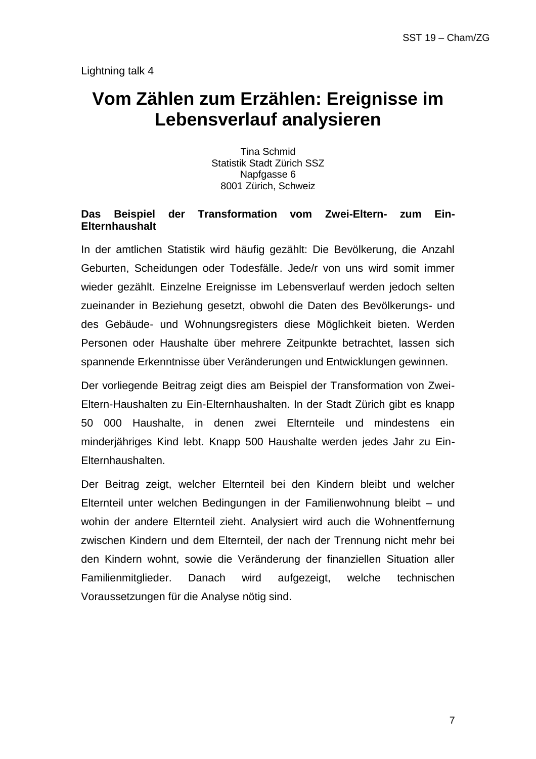Lightning talk 4

# Vom Zählen zum Erzählen: Ereignisse im Lebensverlauf analysieren

Tina Schmid
Statistik Stadt Zürich SSZ
Napfgasse 6
8001 Zürich, Schweiz

**Das Beispiel der Transformation vom Zwei-Eltern- zum Ein-Elternhaushalt**

In der amtlichen Statistik wird häufig gezählt: Die Bevölkerung, die Anzahl Geburten, Scheidungen oder Todesfälle. Jede/r von uns wird somit immer wieder gezählt. Einzelne Ereignisse im Lebensverlauf werden jedoch selten zueinander in Beziehung gesetzt, obwohl die Daten des Bevölkerungs- und des Gebäude- und Wohnungsregisters diese Möglichkeit bieten. Werden Personen oder Haushalte über mehrere Zeitpunkte betrachtet, lassen sich spannende Erkenntnisse über Veränderungen und Entwicklungen gewinnen.

Der vorliegende Beitrag zeigt dies am Beispiel der Transformation von Zwei-Eltern-Haushalten zu Ein-Elternhaushalten. In der Stadt Zürich gibt es knapp 50 000 Haushalte, in denen zwei Elternteile und mindestens ein minderjähriges Kind lebt. Knapp 500 Haushalte werden jedes Jahr zu Ein-Elternhaushalten.

Der Beitrag zeigt, welcher Elternteil bei den Kindern bleibt und welcher Elternteil unter welchen Bedingungen in der Familienwohnung bleibt – und wohin der andere Elternteil zieht. Analysiert wird auch die Wohnentfernung zwischen Kindern und dem Elternteil, der nach der Trennung nicht mehr bei den Kindern wohnt, sowie die Veränderung der finanziellen Situation aller Familienmitglieder. Danach wird aufgezeigt, welche technischen Voraussetzungen für die Analyse nötig sind.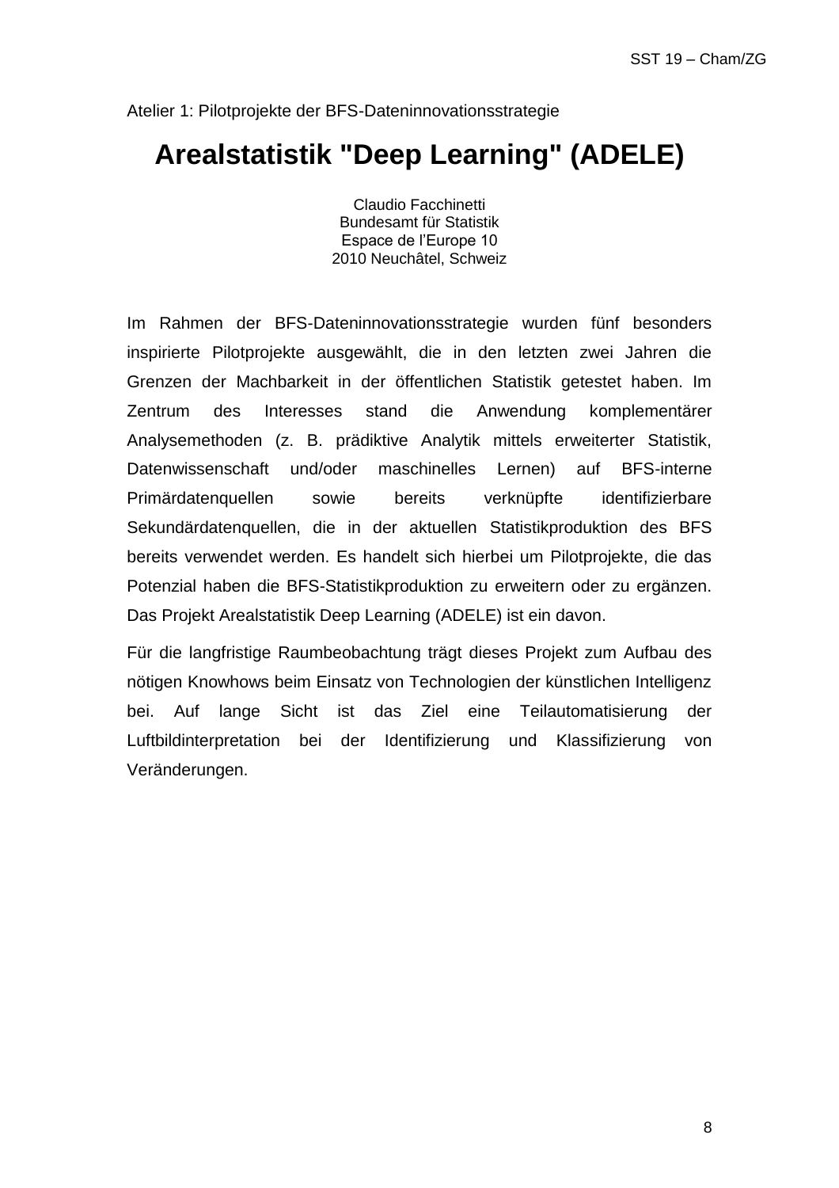Atelier 1: Pilotprojekte der BFS-Dateninnovationsstrategie

# Arealstatistik "Deep Learning" (ADELE)

Claudio Facchinetti
Bundesamt für Statistik
Espace de l'Europe 10
2010 Neuchâtel, Schweiz

Im Rahmen der BFS-Dateninnovationsstrategie wurden fünf besonders inspirierte Pilotprojekte ausgewählt, die in den letzten zwei Jahren die Grenzen der Machbarkeit in der öffentlichen Statistik getestet haben. Im Zentrum des Interesses stand die Anwendung komplementärer Analysemethoden (z. B. prädiktive Analytik mittels erweiterter Statistik, Datenwissenschaft und/oder maschinelles Lernen) auf BFS-interne Primärdatenquellen sowie bereits verknüpfte identifizierbare Sekundärdatenquellen, die in der aktuellen Statistikproduktion des BFS bereits verwendet werden. Es handelt sich hierbei um Pilotprojekte, die das Potenzial haben die BFS-Statistikproduktion zu erweitern oder zu ergänzen. Das Projekt Arealstatistik Deep Learning (ADELE) ist ein davon.

Für die langfristige Raumbeobachtung trägt dieses Projekt zum Aufbau des nötigen Knowhows beim Einsatz von Technologien der künstlichen Intelligenz bei. Auf lange Sicht ist das Ziel eine Teilautomatisierung der Luftbildinterpretation bei der Identifizierung und Klassifizierung von Veränderungen.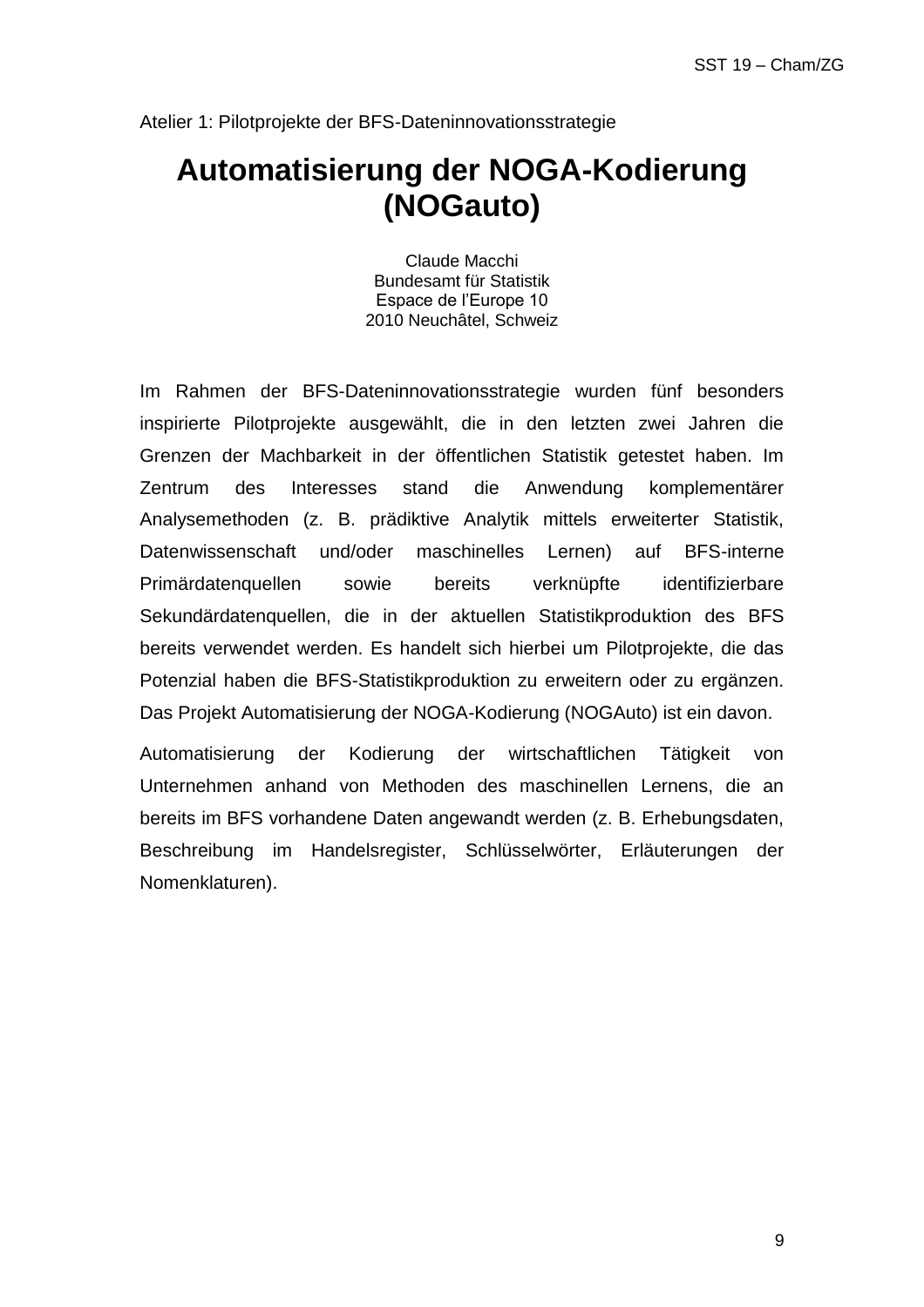Atelier 1: Pilotprojekte der BFS-Dateninnovationsstrategie

# Automatisierung der NOGA-Kodierung (NOGauto)

Claude Macchi
Bundesamt für Statistik
Espace de l'Europe 10
2010 Neuchâtel, Schweiz

Im Rahmen der BFS-Dateninnovationsstrategie wurden fünf besonders inspirierte Pilotprojekte ausgewählt, die in den letzten zwei Jahren die Grenzen der Machbarkeit in der öffentlichen Statistik getestet haben. Im Zentrum des Interesses stand die Anwendung komplementärer Analysemethoden (z. B. prädiktive Analytik mittels erweiterter Statistik, Datenwissenschaft und/oder maschinelles Lernen) auf BFS-interne Primärdatenquellen sowie bereits verknüpfte identifizierbare Sekundärdatenquellen, die in der aktuellen Statistikproduktion des BFS bereits verwendet werden. Es handelt sich hierbei um Pilotprojekte, die das Potenzial haben die BFS-Statistikproduktion zu erweitern oder zu ergänzen. Das Projekt Automatisierung der NOGA-Kodierung (NOGAuto) ist ein davon.

Automatisierung der Kodierung der wirtschaftlichen Tätigkeit von Unternehmen anhand von Methoden des maschinellen Lernens, die an bereits im BFS vorhandene Daten angewandt werden (z. B. Erhebungsdaten, Beschreibung im Handelsregister, Schlüsselwörter, Erläuterungen der Nomenklaturen).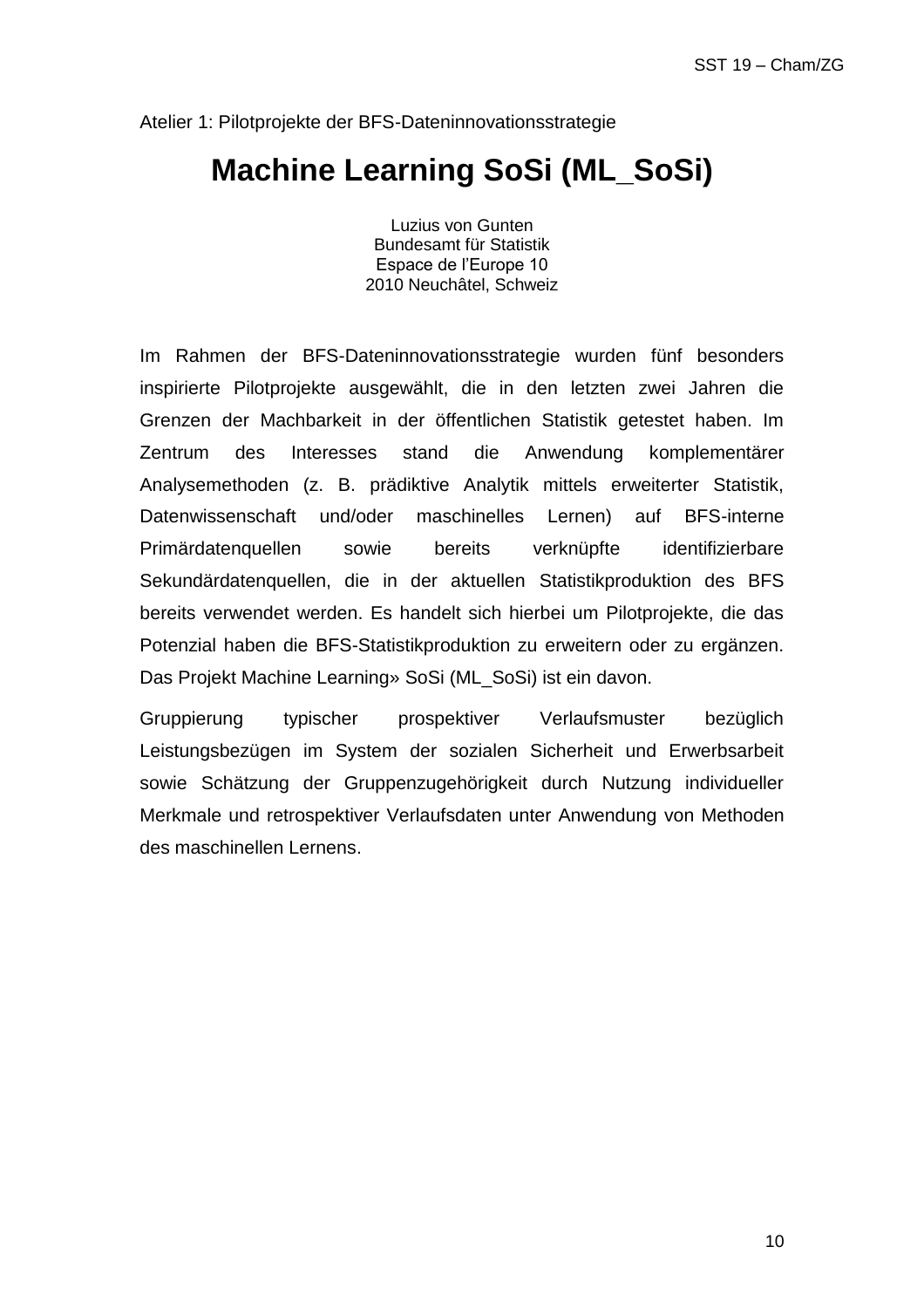Atelier 1: Pilotprojekte der BFS-Dateninnovationsstrategie

# Machine Learning SoSi (ML_SoSi)

Luzius von Gunten
Bundesamt für Statistik
Espace de l'Europe 10
2010 Neuchâtel, Schweiz

Im Rahmen der BFS-Dateninnovationsstrategie wurden fünf besonders inspirierte Pilotprojekte ausgewählt, die in den letzten zwei Jahren die Grenzen der Machbarkeit in der öffentlichen Statistik getestet haben. Im Zentrum des Interesses stand die Anwendung komplementärer Analysemethoden (z. B. prädiktive Analytik mittels erweiterter Statistik, Datenwissenschaft und/oder maschinelles Lernen) auf BFS-interne Primärdatenquellen sowie bereits verknüpfte identifizierbare Sekundärdatenquellen, die in der aktuellen Statistikproduktion des BFS bereits verwendet werden. Es handelt sich hierbei um Pilotprojekte, die das Potenzial haben die BFS-Statistikproduktion zu erweitern oder zu ergänzen. Das Projekt Machine Learning» SoSi (ML_SoSi) ist ein davon.

Gruppierung typischer prospektiver Verlaufsmuster bezüglich Leistungsbezügen im System der sozialen Sicherheit und Erwerbsarbeit sowie Schätzung der Gruppenzugehörigkeit durch Nutzung individueller Merkmale und retrospektiver Verlaufsdaten unter Anwendung von Methoden des maschinellen Lernens.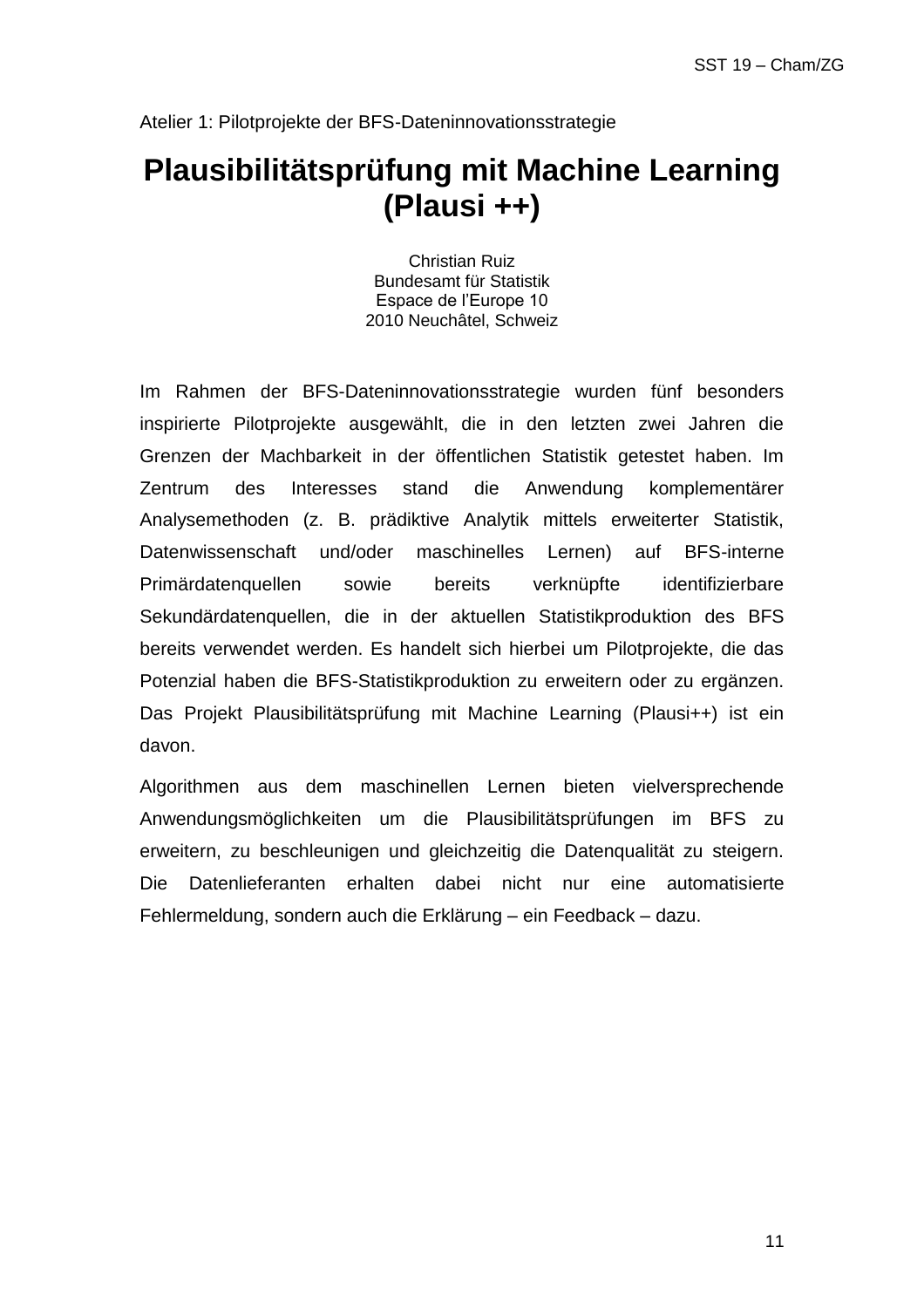Atelier 1: Pilotprojekte der BFS-Dateninnovationsstrategie

# Plausibilitätsprüfung mit Machine Learning (Plausi ++)

Christian Ruiz
Bundesamt für Statistik
Espace de l'Europe 10
2010 Neuchâtel, Schweiz

Im Rahmen der BFS-Dateninnovationsstrategie wurden fünf besonders inspirierte Pilotprojekte ausgewählt, die in den letzten zwei Jahren die Grenzen der Machbarkeit in der öffentlichen Statistik getestet haben. Im Zentrum des Interesses stand die Anwendung komplementärer Analysemethoden (z. B. prädiktive Analytik mittels erweiterter Statistik, Datenwissenschaft und/oder maschinelles Lernen) auf BFS-interne Primärdatenquellen sowie bereits verknüpfte identifizierbare Sekundärdatenquellen, die in der aktuellen Statistikproduktion des BFS bereits verwendet werden. Es handelt sich hierbei um Pilotprojekte, die das Potenzial haben die BFS-Statistikproduktion zu erweitern oder zu ergänzen. Das Projekt Plausibilitätsprüfung mit Machine Learning (Plausi++) ist ein davon.

Algorithmen aus dem maschinellen Lernen bieten vielversprechende Anwendungsmöglichkeiten um die Plausibilitätsprüfungen im BFS zu erweitern, zu beschleunigen und gleichzeitig die Datenqualität zu steigern. Die Datenlieferanten erhalten dabei nicht nur eine automatisierte Fehlermeldung, sondern auch die Erklärung – ein Feedback – dazu.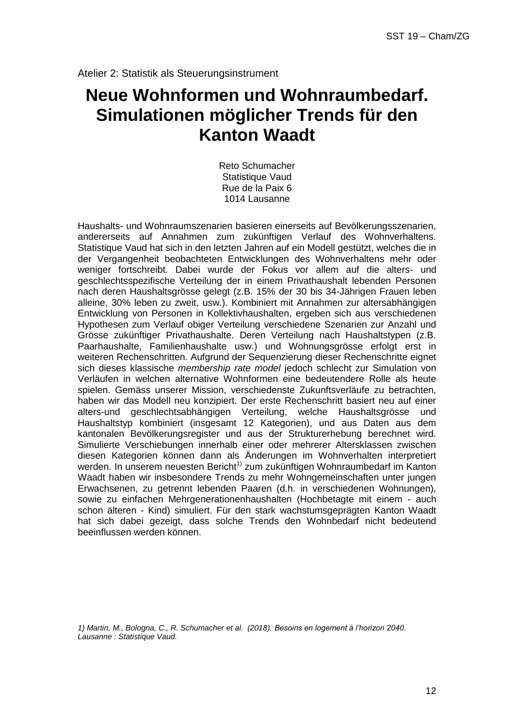Atelier 2: Statistik als Steuerungsinstrument

# Neue Wohnformen und Wohnraumbedarf. Simulationen möglicher Trends für den Kanton Waadt

Reto Schumacher
Statistique Vaud
Rue de la Paix 6
1014 Lausanne

Haushalts- und Wohnraumszenarien basieren einerseits auf Bevölkerungsszenarien, andererseits auf Annahmen zum zukünftigen Verlauf des Wohnverhaltens. Statistique Vaud hat sich in den letzten Jahren auf ein Modell gestützt, welches die in der Vergangenheit beobachteten Entwicklungen des Wohnverhaltens mehr oder weniger fortschreibt. Dabei wurde der Fokus vor allem auf die alters- und geschlechtsspezifische Verteilung der in einem Privathaushalt lebenden Personen nach deren Haushaltsgrösse gelegt (z.B. 15% der 30 bis 34-Jährigen Frauen leben alleine, 30% leben zu zweit, usw.). Kombiniert mit Annahmen zur altersabhängigen Entwicklung von Personen in Kollektivhaushalten, ergeben sich aus verschiedenen Hypothesen zum Verlauf obiger Verteilung verschiedene Szenarien zur Anzahl und Grösse zukünftiger Privathaushalte. Deren Verteilung nach Haushaltstypen (z.B. Paarhaushalte, Familienhaushalte usw.) und Wohnungsgrösse erfolgt erst in weiteren Rechenschritten. Aufgrund der Sequenzierung dieser Rechenschritte eignet sich dieses klassische *membership rate model* jedoch schlecht zur Simulation von Verläufen in welchen alternative Wohnformen eine bedeutendere Rolle als heute spielen. Gemäss unserer Mission, verschiedenste Zukunftsverläufe zu betrachten, haben wir das Modell neu konzipiert. Der erste Rechenschritt basiert neu auf einer alters-und geschlechtsabhängigen Verteilung, welche Haushaltsgrösse und Haushaltstyp kombiniert (insgesamt 12 Kategorien), und aus Daten aus dem kantonalen Bevölkerungsregister und aus der Strukturerhebung berechnet wird. Simulierte Verschiebungen innerhalb einer oder mehrerer Altersklassen zwischen diesen Kategorien können dann als Änderungen im Wohnverhalten interpretiert werden. In unserem neuesten Bericht[1)] zum zukünftigen Wohnraumbedarf im Kanton Waadt haben wir insbesondere Trends zu mehr Wohngemeinschaften unter jungen Erwachsenen, zu getrennt lebenden Paaren (d.h. in verschiedenen Wohnungen), sowie zu einfachen Mehrgenerationenhaushalten (Hochbetagte mit einem - auch schon älteren - Kind) simuliert. Für den stark wachstumsgeprägten Kanton Waadt hat sich dabei gezeigt, dass solche Trends den Wohnbedarf nicht bedeutend beeinflussen werden können.

*1) Martin, M., Bologna, C., R. Schumacher et al. (2018). Besoins en logement à l'horizon 2040. Lausanne : Statistique Vaud.*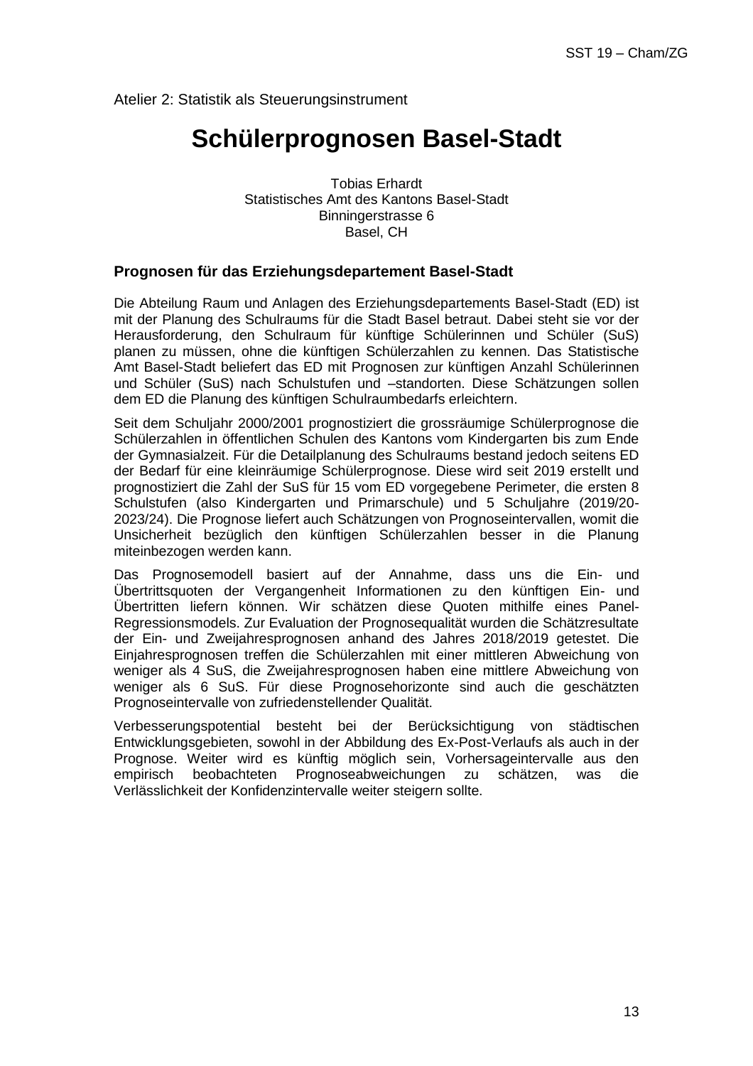Atelier 2: Statistik als Steuerungsinstrument

# Schülerprognosen Basel-Stadt

Tobias Erhardt
Statistisches Amt des Kantons Basel-Stadt
Binningerstrasse 6
Basel, CH

### Prognosen für das Erziehungsdepartement Basel-Stadt

Die Abteilung Raum und Anlagen des Erziehungsdepartements Basel-Stadt (ED) ist mit der Planung des Schulraums für die Stadt Basel betraut. Dabei steht sie vor der Herausforderung, den Schulraum für künftige Schülerinnen und Schüler (SuS) planen zu müssen, ohne die künftigen Schülerzahlen zu kennen. Das Statistische Amt Basel-Stadt beliefert das ED mit Prognosen zur künftigen Anzahl Schülerinnen und Schüler (SuS) nach Schulstufen und –standorten. Diese Schätzungen sollen dem ED die Planung des künftigen Schulraumbedarfs erleichtern.

Seit dem Schuljahr 2000/2001 prognostiziert die grossräumige Schülerprognose die Schülerzahlen in öffentlichen Schulen des Kantons vom Kindergarten bis zum Ende der Gymnasialzeit. Für die Detailplanung des Schulraums bestand jedoch seitens ED der Bedarf für eine kleinräumige Schülerprognose. Diese wird seit 2019 erstellt und prognostiziert die Zahl der SuS für 15 vom ED vorgegebene Perimeter, die ersten 8 Schulstufen (also Kindergarten und Primarschule) und 5 Schuljahre (2019/20-2023/24). Die Prognose liefert auch Schätzungen von Prognoseintervallen, womit die Unsicherheit bezüglich den künftigen Schülerzahlen besser in die Planung miteinbezogen werden kann.

Das Prognosemodell basiert auf der Annahme, dass uns die Ein- und Übertrittsquoten der Vergangenheit Informationen zu den künftigen Ein- und Übertritten liefern können. Wir schätzen diese Quoten mithilfe eines Panel-Regressionsmodels. Zur Evaluation der Prognosequalität wurden die Schätzresultate der Ein- und Zweijahresprognosen anhand des Jahres 2018/2019 getestet. Die Einjahresprognosen treffen die Schülerzahlen mit einer mittleren Abweichung von weniger als 4 SuS, die Zweijahresprognosen haben eine mittlere Abweichung von weniger als 6 SuS. Für diese Prognosehorizonte sind auch die geschätzten Prognoseintervalle von zufriedenstellender Qualität.

Verbesserungspotential besteht bei der Berücksichtigung von städtischen Entwicklungsgebieten, sowohl in der Abbildung des Ex-Post-Verlaufs als auch in der Prognose. Weiter wird es künftig möglich sein, Vorhersageintervalle aus den empirisch beobachteten Prognoseabweichungen zu schätzen, was die Verlässlichkeit der Konfidenzintervalle weiter steigern sollte.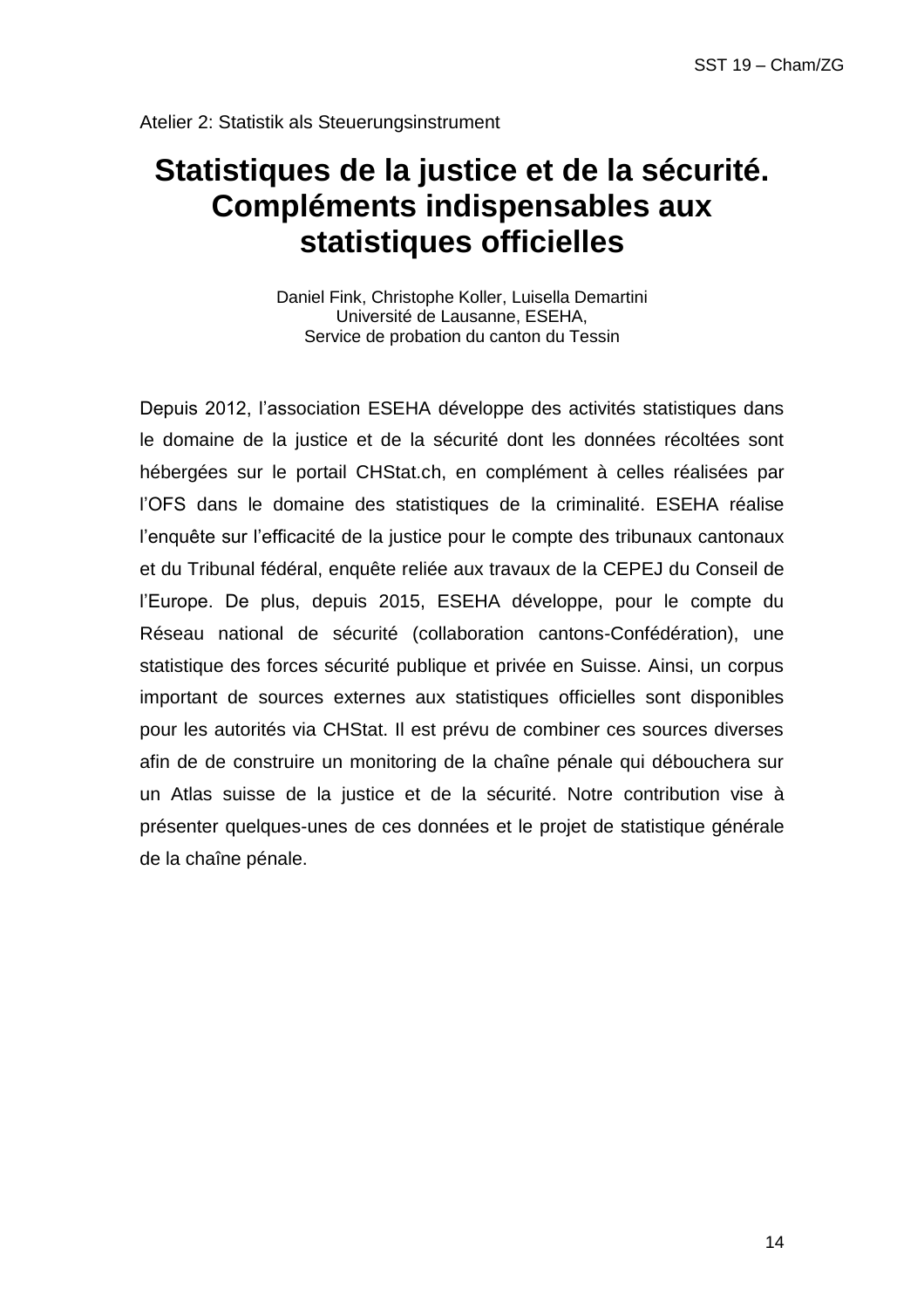Atelier 2: Statistik als Steuerungsinstrument

# Statistiques de la justice et de la sécurité. Compléments indispensables aux statistiques officielles

Daniel Fink, Christophe Koller, Luisella Demartini
Université de Lausanne, ESEHA,
Service de probation du canton du Tessin

Depuis 2012, l'association ESEHA développe des activités statistiques dans le domaine de la justice et de la sécurité dont les données récoltées sont hébergées sur le portail CHStat.ch, en complément à celles réalisées par l'OFS dans le domaine des statistiques de la criminalité. ESEHA réalise l'enquête sur l'efficacité de la justice pour le compte des tribunaux cantonaux et du Tribunal fédéral, enquête reliée aux travaux de la CEPEJ du Conseil de l'Europe. De plus, depuis 2015, ESEHA développe, pour le compte du Réseau national de sécurité (collaboration cantons-Confédération), une statistique des forces sécurité publique et privée en Suisse. Ainsi, un corpus important de sources externes aux statistiques officielles sont disponibles pour les autorités via CHStat. Il est prévu de combiner ces sources diverses afin de de construire un monitoring de la chaîne pénale qui débouchera sur un Atlas suisse de la justice et de la sécurité. Notre contribution vise à présenter quelques-unes de ces données et le projet de statistique générale de la chaîne pénale.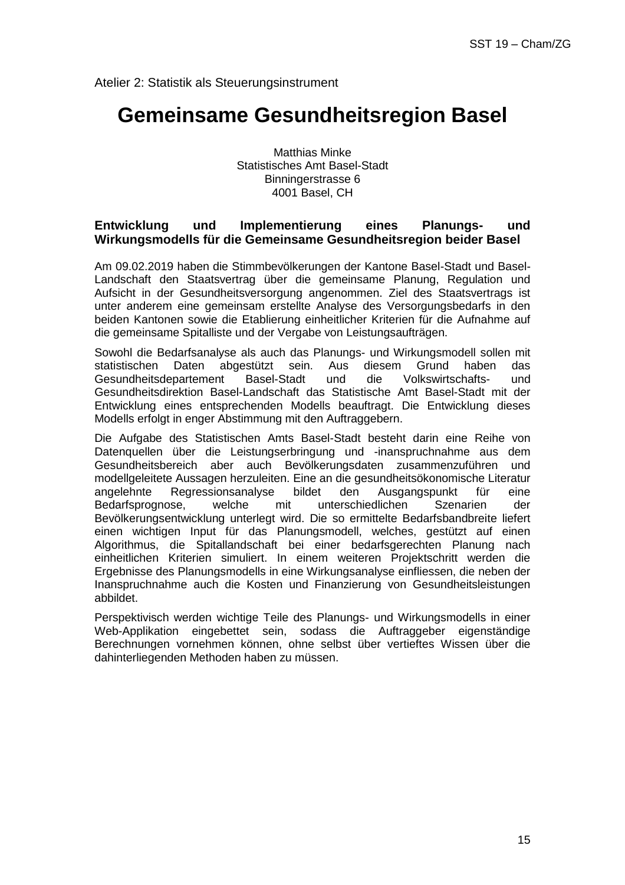Atelier 2: Statistik als Steuerungsinstrument

# Gemeinsame Gesundheitsregion Basel

Matthias Minke
Statistisches Amt Basel-Stadt
Binningerstrasse 6
4001 Basel, CH

### Entwicklung und Implementierung eines Planungs- und Wirkungsmodells für die Gemeinsame Gesundheitsregion beider Basel

Am 09.02.2019 haben die Stimmbevölkerungen der Kantone Basel-Stadt und Basel-Landschaft den Staatsvertrag über die gemeinsame Planung, Regulation und Aufsicht in der Gesundheitsversorgung angenommen. Ziel des Staatsvertrags ist unter anderem eine gemeinsam erstellte Analyse des Versorgungsbedarfs in den beiden Kantonen sowie die Etablierung einheitlicher Kriterien für die Aufnahme auf die gemeinsame Spitalliste und der Vergabe von Leistungsaufträgen.

Sowohl die Bedarfsanalyse als auch das Planungs- und Wirkungsmodell sollen mit statistischen Daten abgestützt sein. Aus diesem Grund haben das Gesundheitsdepartement Basel-Stadt und die Volkswirtschafts- und Gesundheitsdirektion Basel-Landschaft das Statistische Amt Basel-Stadt mit der Entwicklung eines entsprechenden Modells beauftragt. Die Entwicklung dieses Modells erfolgt in enger Abstimmung mit den Auftraggebern.

Die Aufgabe des Statistischen Amts Basel-Stadt besteht darin eine Reihe von Datenquellen über die Leistungserbringung und -inanspruchnahme aus dem Gesundheitsbereich aber auch Bevölkerungsdaten zusammenzuführen und modellgeleitete Aussagen herzuleiten. Eine an die gesundheitsökonomische Literatur angelehnte Regressionsanalyse bildet den Ausgangspunkt für eine Bedarfsprognose, welche mit unterschiedlichen Szenarien der Bevölkerungsentwicklung unterlegt wird. Die so ermittelte Bedarfsbandbreite liefert einen wichtigen Input für das Planungsmodell, welches, gestützt auf einen Algorithmus, die Spitallandschaft bei einer bedarfsgerechten Planung nach einheitlichen Kriterien simuliert. In einem weiteren Projektschritt werden die Ergebnisse des Planungsmodells in eine Wirkungsanalyse einfliessen, die neben der Inanspruchnahme auch die Kosten und Finanzierung von Gesundheitsleistungen abbildet.

Perspektivisch werden wichtige Teile des Planungs- und Wirkungsmodells in einer Web-Applikation eingebettet sein, sodass die Auftraggeber eigenständige Berechnungen vornehmen können, ohne selbst über vertieftes Wissen über die dahinterliegenden Methoden haben zu müssen.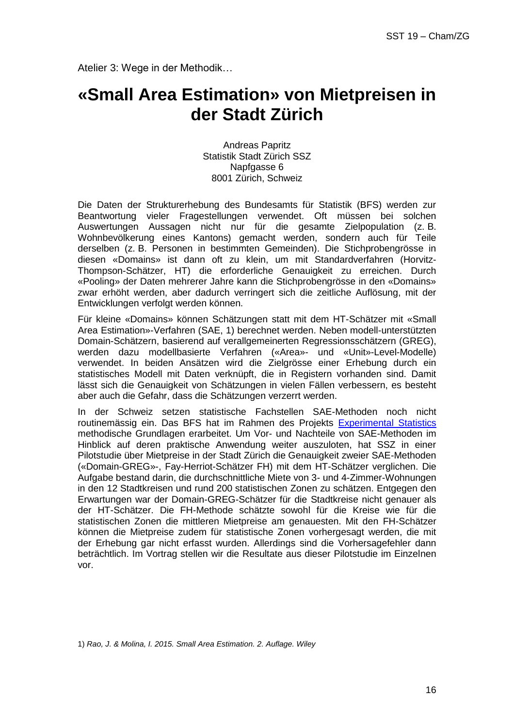Atelier 3: Wege in der Methodik…

# «Small Area Estimation» von Mietpreisen in der Stadt Zürich

Andreas Papritz
Statistik Stadt Zürich SSZ
Napfgasse 6
8001 Zürich, Schweiz

Die Daten der Strukturerhebung des Bundesamts für Statistik (BFS) werden zur Beantwortung vieler Fragestellungen verwendet. Oft müssen bei solchen Auswertungen Aussagen nicht nur für die gesamte Zielpopulation (z. B. Wohnbevölkerung eines Kantons) gemacht werden, sondern auch für Teile derselben (z. B. Personen in bestimmten Gemeinden). Die Stichprobengrösse in diesen «Domains» ist dann oft zu klein, um mit Standardverfahren (Horvitz-Thompson-Schätzer, HT) die erforderliche Genauigkeit zu erreichen. Durch «Pooling» der Daten mehrerer Jahre kann die Stichprobengrösse in den «Domains» zwar erhöht werden, aber dadurch verringert sich die zeitliche Auflösung, mit der Entwicklungen verfolgt werden können.

Für kleine «Domains» können Schätzungen statt mit dem HT-Schätzer mit «Small Area Estimation»-Verfahren (SAE, 1) berechnet werden. Neben modell-unterstützten Domain-Schätzern, basierend auf verallgemeinerten Regressionsschätzern (GREG), werden dazu modellbasierte Verfahren («Area»- und «Unit»-Level-Modelle) verwendet. In beiden Ansätzen wird die Zielgrösse einer Erhebung durch ein statistisches Modell mit Daten verknüpft, die in Registern vorhanden sind. Damit lässt sich die Genauigkeit von Schätzungen in vielen Fällen verbessern, es besteht aber auch die Gefahr, dass die Schätzungen verzerrt werden.

In der Schweiz setzen statistische Fachstellen SAE-Methoden noch nicht routinemässig ein. Das BFS hat im Rahmen des Projekts [Experimental Statistics](#) methodische Grundlagen erarbeitet. Um Vor- und Nachteile von SAE-Methoden im Hinblick auf deren praktische Anwendung weiter auszuloten, hat SSZ in einer Pilotstudie über Mietpreise in der Stadt Zürich die Genauigkeit zweier SAE-Methoden («Domain-GREG»-, Fay-Herriot-Schätzer FH) mit dem HT-Schätzer verglichen. Die Aufgabe bestand darin, die durchschnittliche Miete von 3- und 4-Zimmer-Wohnungen in den 12 Stadtkreisen und rund 200 statistischen Zonen zu schätzen. Entgegen den Erwartungen war der Domain-GREG-Schätzer für die Stadtkreise nicht genauer als der HT-Schätzer. Die FH-Methode schätzte sowohl für die Kreise wie für die statistischen Zonen die mittleren Mietpreise am genauesten. Mit den FH-Schätzer können die Mietpreise zudem für statistische Zonen vorhergesagt werden, die mit der Erhebung gar nicht erfasst wurden. Allerdings sind die Vorhersagefehler dann beträchtlich. Im Vortrag stellen wir die Resultate aus dieser Pilotstudie im Einzelnen vor.

1) *Rao, J. & Molina, I. 2015. Small Area Estimation. 2. Auflage. Wiley*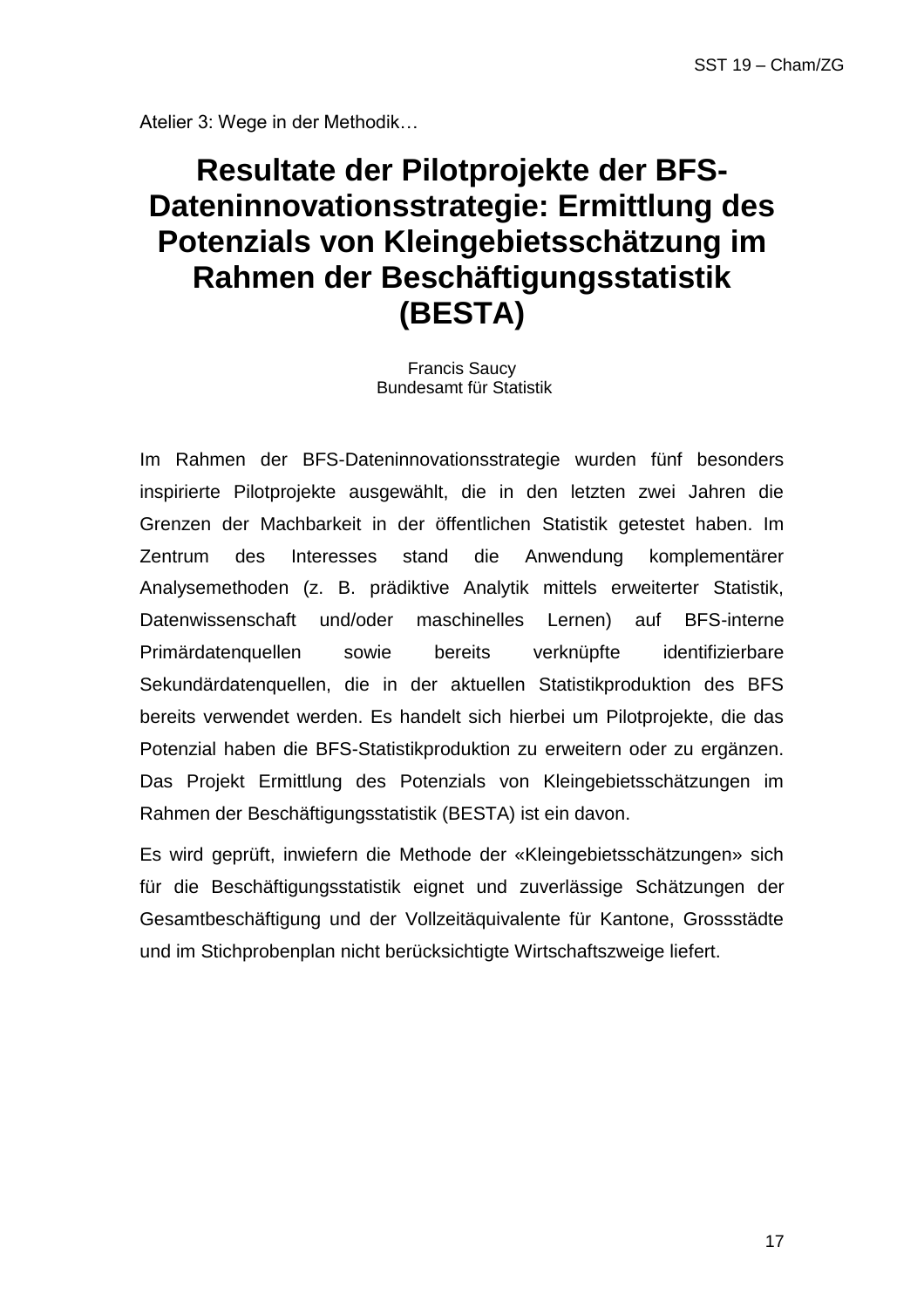Atelier 3: Wege in der Methodik…

# Resultate der Pilotprojekte der BFS-Dateninnovationsstrategie: Ermittlung des Potenzials von Kleingebietsschätzung im Rahmen der Beschäftigungsstatistik (BESTA)

Francis Saucy
Bundesamt für Statistik

Im Rahmen der BFS-Dateninnovationsstrategie wurden fünf besonders inspirierte Pilotprojekte ausgewählt, die in den letzten zwei Jahren die Grenzen der Machbarkeit in der öffentlichen Statistik getestet haben. Im Zentrum des Interesses stand die Anwendung komplementärer Analysemethoden (z. B. prädiktive Analytik mittels erweiterter Statistik, Datenwissenschaft und/oder maschinelles Lernen) auf BFS-interne Primärdatenquellen sowie bereits verknüpfte identifizierbare Sekundärdatenquellen, die in der aktuellen Statistikproduktion des BFS bereits verwendet werden. Es handelt sich hierbei um Pilotprojekte, die das Potenzial haben die BFS-Statistikproduktion zu erweitern oder zu ergänzen. Das Projekt Ermittlung des Potenzials von Kleingebietsschätzungen im Rahmen der Beschäftigungsstatistik (BESTA) ist ein davon.

Es wird geprüft, inwiefern die Methode der «Kleingebietsschätzungen» sich für die Beschäftigungsstatistik eignet und zuverlässige Schätzungen der Gesamtbeschäftigung und der Vollzeitäquivalente für Kantone, Grossstädte und im Stichprobenplan nicht berücksichtigte Wirtschaftszweige liefert.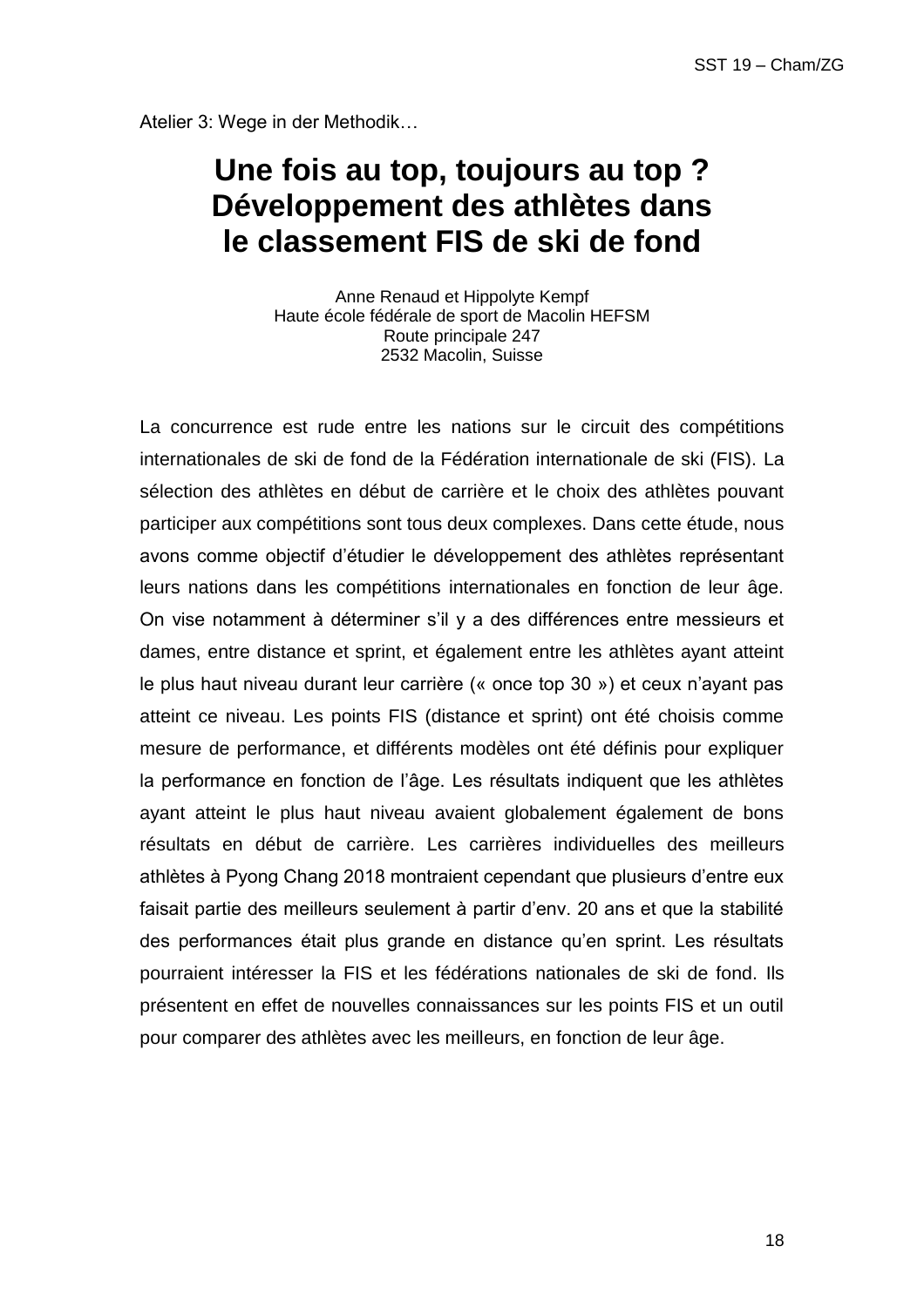Atelier 3: Wege in der Methodik…

# Une fois au top, toujours au top ? Développement des athlètes dans le classement FIS de ski de fond

Anne Renaud et Hippolyte Kempf
Haute école fédérale de sport de Macolin HEFSM
Route principale 247
2532 Macolin, Suisse

La concurrence est rude entre les nations sur le circuit des compétitions internationales de ski de fond de la Fédération internationale de ski (FIS). La sélection des athlètes en début de carrière et le choix des athlètes pouvant participer aux compétitions sont tous deux complexes. Dans cette étude, nous avons comme objectif d'étudier le développement des athlètes représentant leurs nations dans les compétitions internationales en fonction de leur âge. On vise notamment à déterminer s'il y a des différences entre messieurs et dames, entre distance et sprint, et également entre les athlètes ayant atteint le plus haut niveau durant leur carrière (« once top 30 ») et ceux n'ayant pas atteint ce niveau. Les points FIS (distance et sprint) ont été choisis comme mesure de performance, et différents modèles ont été définis pour expliquer la performance en fonction de l'âge. Les résultats indiquent que les athlètes ayant atteint le plus haut niveau avaient globalement également de bons résultats en début de carrière. Les carrières individuelles des meilleurs athlètes à Pyong Chang 2018 montraient cependant que plusieurs d'entre eux faisait partie des meilleurs seulement à partir d'env. 20 ans et que la stabilité des performances était plus grande en distance qu'en sprint. Les résultats pourraient intéresser la FIS et les fédérations nationales de ski de fond. Ils présentent en effet de nouvelles connaissances sur les points FIS et un outil pour comparer des athlètes avec les meilleurs, en fonction de leur âge.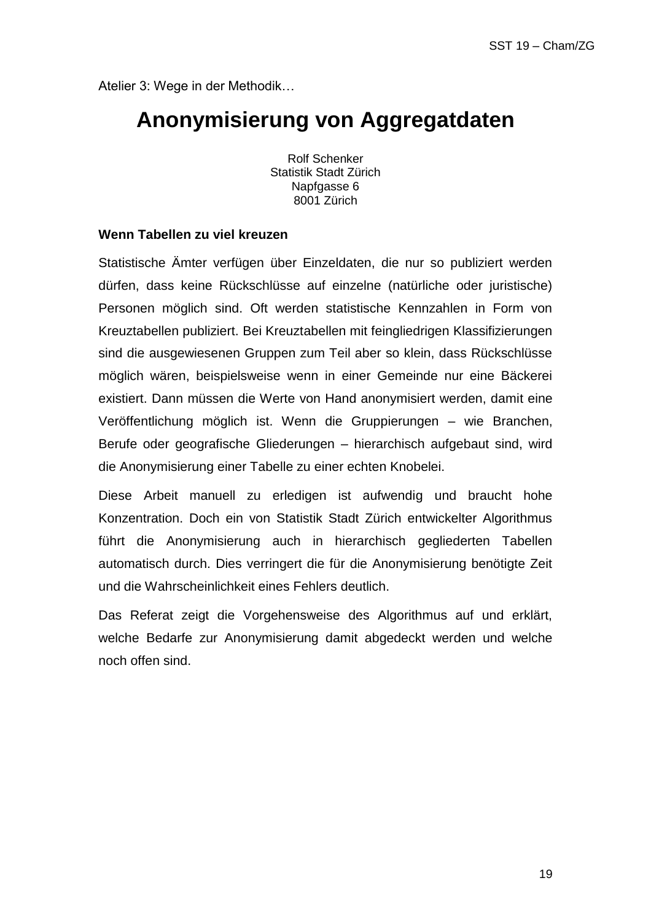Atelier 3: Wege in der Methodik…

# Anonymisierung von Aggregatdaten

Rolf Schenker
Statistik Stadt Zürich
Napfgasse 6
8001 Zürich

**Wenn Tabellen zu viel kreuzen**

Statistische Ämter verfügen über Einzeldaten, die nur so publiziert werden dürfen, dass keine Rückschlüsse auf einzelne (natürliche oder juristische) Personen möglich sind. Oft werden statistische Kennzahlen in Form von Kreuztabellen publiziert. Bei Kreuztabellen mit feingliedrigen Klassifizierungen sind die ausgewiesenen Gruppen zum Teil aber so klein, dass Rückschlüsse möglich wären, beispielsweise wenn in einer Gemeinde nur eine Bäckerei existiert. Dann müssen die Werte von Hand anonymisiert werden, damit eine Veröffentlichung möglich ist. Wenn die Gruppierungen – wie Branchen, Berufe oder geografische Gliederungen – hierarchisch aufgebaut sind, wird die Anonymisierung einer Tabelle zu einer echten Knobelei.

Diese Arbeit manuell zu erledigen ist aufwendig und braucht hohe Konzentration. Doch ein von Statistik Stadt Zürich entwickelter Algorithmus führt die Anonymisierung auch in hierarchisch gegliederten Tabellen automatisch durch. Dies verringert die für die Anonymisierung benötigte Zeit und die Wahrscheinlichkeit eines Fehlers deutlich.

Das Referat zeigt die Vorgehensweise des Algorithmus auf und erklärt, welche Bedarfe zur Anonymisierung damit abgedeckt werden und welche noch offen sind.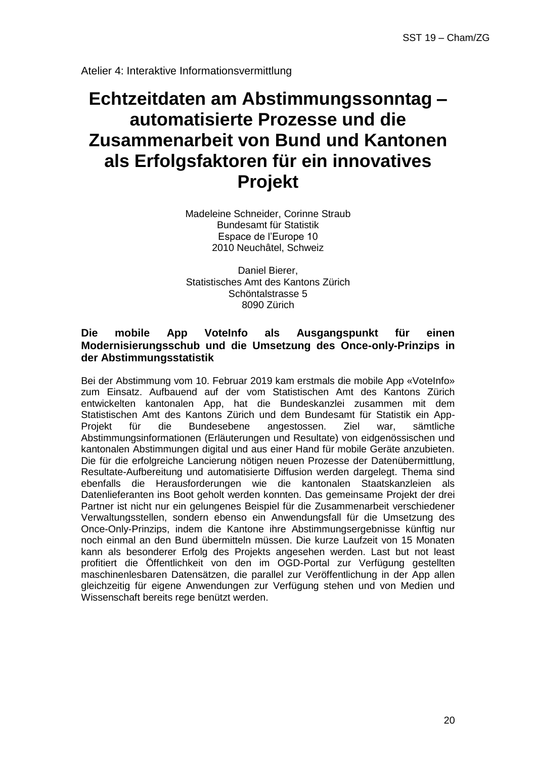Atelier 4: Interaktive Informationsvermittlung

# Echtzeitdaten am Abstimmungssonntag – automatisierte Prozesse und die Zusammenarbeit von Bund und Kantonen als Erfolgsfaktoren für ein innovatives Projekt

Madeleine Schneider, Corinne Straub
Bundesamt für Statistik
Espace de l'Europe 10
2010 Neuchâtel, Schweiz

Daniel Bierer,
Statistisches Amt des Kantons Zürich
Schöntalstrasse 5
8090 Zürich

**Die mobile App VoteInfo als Ausgangspunkt für einen Modernisierungsschub und die Umsetzung des Once-only-Prinzips in der Abstimmungsstatistik**

Bei der Abstimmung vom 10. Februar 2019 kam erstmals die mobile App «VoteInfo» zum Einsatz. Aufbauend auf der vom Statistischen Amt des Kantons Zürich entwickelten kantonalen App, hat die Bundeskanzlei zusammen mit dem Statistischen Amt des Kantons Zürich und dem Bundesamt für Statistik ein App-Projekt für die Bundesebene angestossen. Ziel war, sämtliche Abstimmungsinformationen (Erläuterungen und Resultate) von eidgenössischen und kantonalen Abstimmungen digital und aus einer Hand für mobile Geräte anzubieten. Die für die erfolgreiche Lancierung nötigen neuen Prozesse der Datenübermittlung, Resultate-Aufbereitung und automatisierte Diffusion werden dargelegt. Thema sind ebenfalls die Herausforderungen wie die kantonalen Staatskanzleien als Datenlieferanten ins Boot geholt werden konnten. Das gemeinsame Projekt der drei Partner ist nicht nur ein gelungenes Beispiel für die Zusammenarbeit verschiedener Verwaltungsstellen, sondern ebenso ein Anwendungsfall für die Umsetzung des Once-Only-Prinzips, indem die Kantone ihre Abstimmungsergebnisse künftig nur noch einmal an den Bund übermitteln müssen. Die kurze Laufzeit von 15 Monaten kann als besonderer Erfolg des Projekts angesehen werden. Last but not least profitiert die Öffentlichkeit von den im OGD-Portal zur Verfügung gestellten maschinenlesbaren Datensätzen, die parallel zur Veröffentlichung in der App allen gleichzeitig für eigene Anwendungen zur Verfügung stehen und von Medien und Wissenschaft bereits rege benützt werden.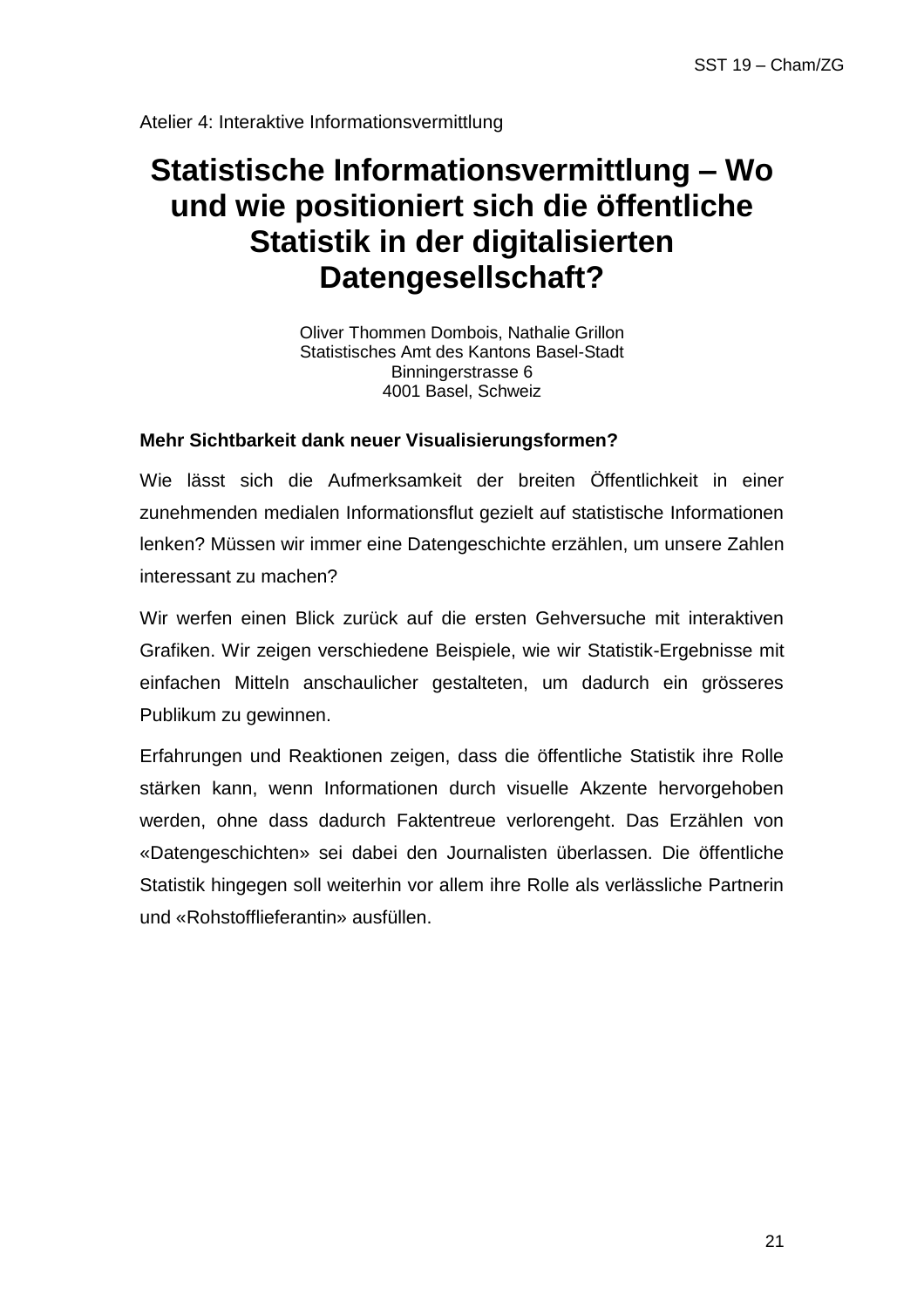Atelier 4: Interaktive Informationsvermittlung

# Statistische Informationsvermittlung – Wo und wie positioniert sich die öffentliche Statistik in der digitalisierten Datengesellschaft?

Oliver Thommen Dombois, Nathalie Grillon
Statistisches Amt des Kantons Basel-Stadt
Binningerstrasse 6
4001 Basel, Schweiz

**Mehr Sichtbarkeit dank neuer Visualisierungsformen?**

Wie lässt sich die Aufmerksamkeit der breiten Öffentlichkeit in einer zunehmenden medialen Informationsflut gezielt auf statistische Informationen lenken? Müssen wir immer eine Datengeschichte erzählen, um unsere Zahlen interessant zu machen?

Wir werfen einen Blick zurück auf die ersten Gehversuche mit interaktiven Grafiken. Wir zeigen verschiedene Beispiele, wie wir Statistik-Ergebnisse mit einfachen Mitteln anschaulicher gestalteten, um dadurch ein grösseres Publikum zu gewinnen.

Erfahrungen und Reaktionen zeigen, dass die öffentliche Statistik ihre Rolle stärken kann, wenn Informationen durch visuelle Akzente hervorgehoben werden, ohne dass dadurch Faktentreue verlorengeht. Das Erzählen von «Datengeschichten» sei dabei den Journalisten überlassen. Die öffentliche Statistik hingegen soll weiterhin vor allem ihre Rolle als verlässliche Partnerin und «Rohstofflieferantin» ausfüllen.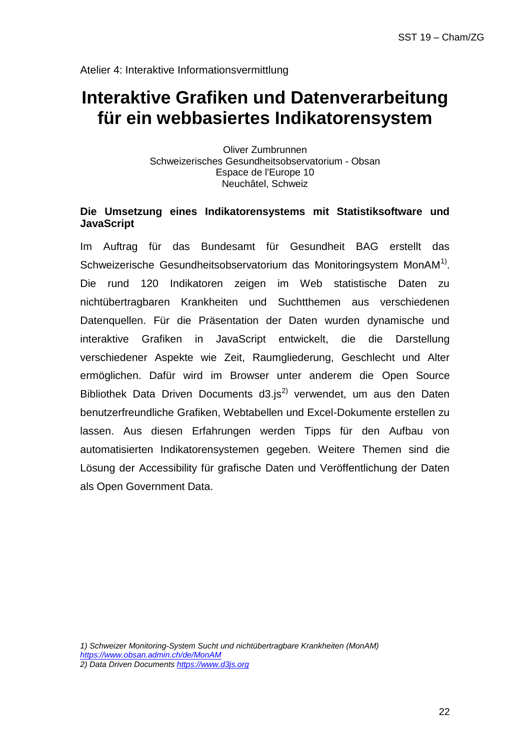Atelier 4: Interaktive Informationsvermittlung

# Interaktive Grafiken und Datenverarbeitung für ein webbasiertes Indikatorensystem

Oliver Zumbrunnen
Schweizerisches Gesundheitsobservatorium - Obsan
Espace de l'Europe 10
Neuchâtel, Schweiz

**Die Umsetzung eines Indikatorensystems mit Statistiksoftware und JavaScript**

Im Auftrag für das Bundesamt für Gesundheit BAG erstellt das Schweizerische Gesundheitsobservatorium das Monitoringsystem MonAM[1]. Die rund 120 Indikatoren zeigen im Web statistische Daten zu nichtübertragbaren Krankheiten und Suchtthemen aus verschiedenen Datenquellen. Für die Präsentation der Daten wurden dynamische und interaktive Grafiken in JavaScript entwickelt, die die Darstellung verschiedener Aspekte wie Zeit, Raumgliederung, Geschlecht und Alter ermöglichen. Dafür wird im Browser unter anderem die Open Source Bibliothek Data Driven Documents d3.js[2] verwendet, um aus den Daten benutzerfreundliche Grafiken, Webtabellen und Excel-Dokumente erstellen zu lassen. Aus diesen Erfahrungen werden Tipps für den Aufbau von automatisierten Indikatorensystemen gegeben. Weitere Themen sind die Lösung der Accessibility für grafische Daten und Veröffentlichung der Daten als Open Government Data.

*1) Schweizer Monitoring-System Sucht und nichtübertragbare Krankheiten (MonAM)*
*https://www.obsan.admin.ch/de/MonAM*
*2) Data Driven Documents https://www.d3js.org*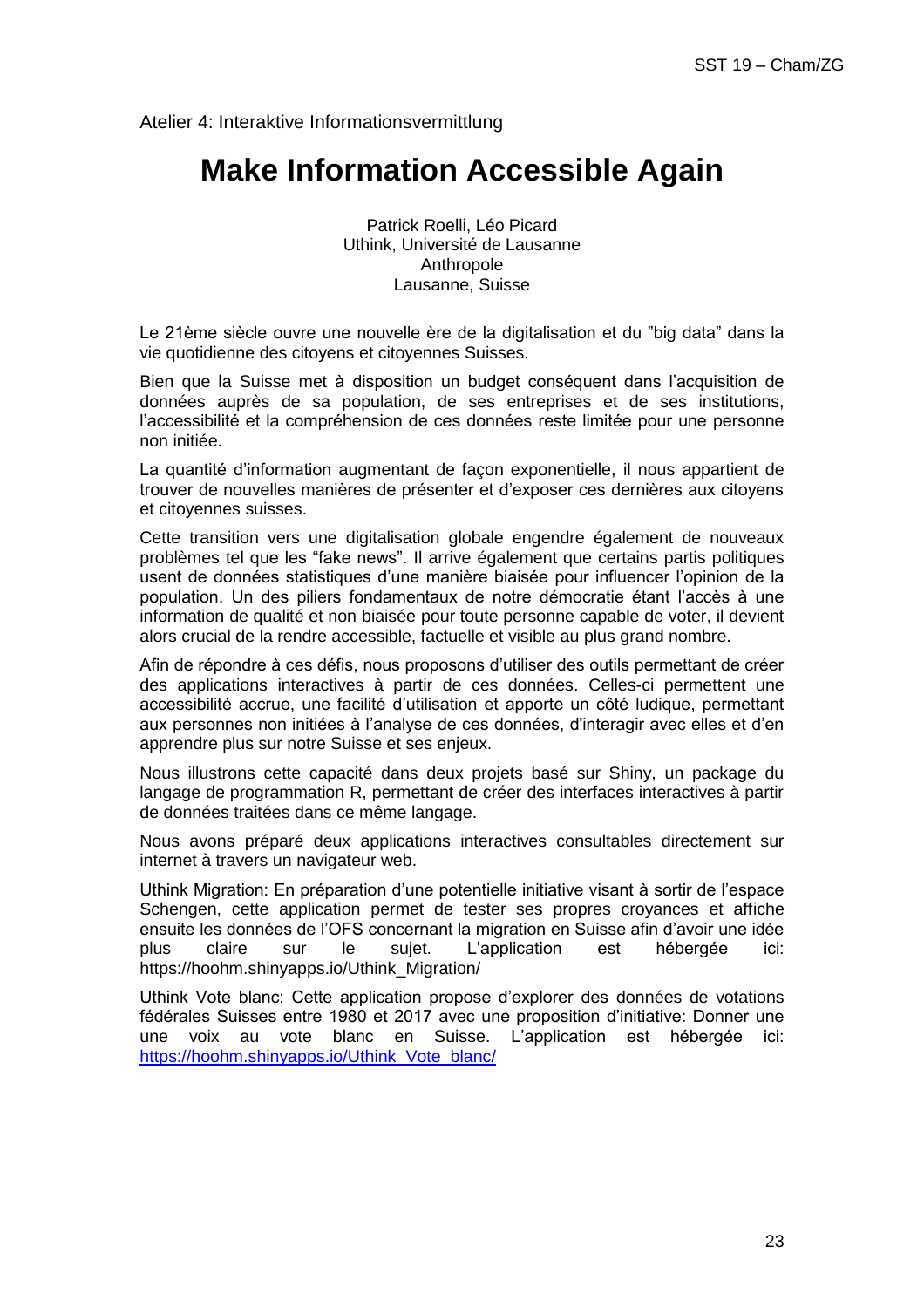Atelier 4: Interaktive Informationsvermittlung

# Make Information Accessible Again

Patrick Roelli, Léo Picard
Uthink, Université de Lausanne
Anthropole
Lausanne, Suisse

Le 21ème siècle ouvre une nouvelle ère de la digitalisation et du "big data" dans la vie quotidienne des citoyens et citoyennes Suisses.

Bien que la Suisse met à disposition un budget conséquent dans l'acquisition de données auprès de sa population, de ses entreprises et de ses institutions, l'accessibilité et la compréhension de ces données reste limitée pour une personne non initiée.

La quantité d'information augmentant de façon exponentielle, il nous appartient de trouver de nouvelles manières de présenter et d'exposer ces dernières aux citoyens et citoyennes suisses.

Cette transition vers une digitalisation globale engendre également de nouveaux problèmes tel que les "fake news". Il arrive également que certains partis politiques usent de données statistiques d'une manière biaisée pour influencer l'opinion de la population. Un des piliers fondamentaux de notre démocratie étant l'accès à une information de qualité et non biaisée pour toute personne capable de voter, il devient alors crucial de la rendre accessible, factuelle et visible au plus grand nombre.

Afin de répondre à ces défis, nous proposons d'utiliser des outils permettant de créer des applications interactives à partir de ces données. Celles-ci permettent une accessibilité accrue, une facilité d'utilisation et apporte un côté ludique, permettant aux personnes non initiées à l'analyse de ces données, d'interagir avec elles et d'en apprendre plus sur notre Suisse et ses enjeux.

Nous illustrons cette capacité dans deux projets basé sur Shiny, un package du langage de programmation R, permettant de créer des interfaces interactives à partir de données traitées dans ce même langage.

Nous avons préparé deux applications interactives consultables directement sur internet à travers un navigateur web.

Uthink Migration: En préparation d'une potentielle initiative visant à sortir de l'espace Schengen, cette application permet de tester ses propres croyances et affiche ensuite les données de l'OFS concernant la migration en Suisse afin d'avoir une idée plus claire sur le sujet. L'application est hébergée ici: https://hoohm.shinyapps.io/Uthink_Migration/

Uthink Vote blanc: Cette application propose d'explorer des données de votations fédérales Suisses entre 1980 et 2017 avec une proposition d'initiative: Donner une une voix au vote blanc en Suisse. L'application est hébergée ici: https://hoohm.shinyapps.io/Uthink_Vote_blanc/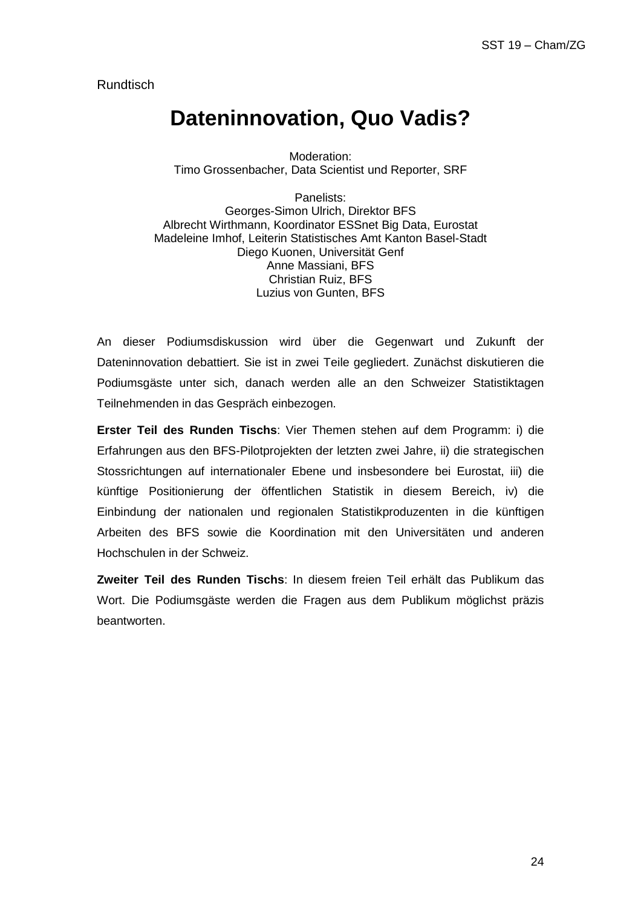Rundtisch

# Dateninnovation, Quo Vadis?

Moderation:
Timo Grossenbacher, Data Scientist und Reporter, SRF

Panelists:
Georges-Simon Ulrich, Direktor BFS
Albrecht Wirthmann, Koordinator ESSnet Big Data, Eurostat
Madeleine Imhof, Leiterin Statistisches Amt Kanton Basel-Stadt
Diego Kuonen, Universität Genf
Anne Massiani, BFS
Christian Ruiz, BFS
Luzius von Gunten, BFS

An dieser Podiumsdiskussion wird über die Gegenwart und Zukunft der Dateninnovation debattiert. Sie ist in zwei Teile gegliedert. Zunächst diskutieren die Podiumsgäste unter sich, danach werden alle an den Schweizer Statistiktagen Teilnehmenden in das Gespräch einbezogen.

**Erster Teil des Runden Tischs**: Vier Themen stehen auf dem Programm: i) die Erfahrungen aus den BFS-Pilotprojekten der letzten zwei Jahre, ii) die strategischen Stossrichtungen auf internationaler Ebene und insbesondere bei Eurostat, iii) die künftige Positionierung der öffentlichen Statistik in diesem Bereich, iv) die Einbindung der nationalen und regionalen Statistikproduzenten in die künftigen Arbeiten des BFS sowie die Koordination mit den Universitäten und anderen Hochschulen in der Schweiz.

**Zweiter Teil des Runden Tischs**: In diesem freien Teil erhält das Publikum das Wort. Die Podiumsgäste werden die Fragen aus dem Publikum möglichst präzis beantworten.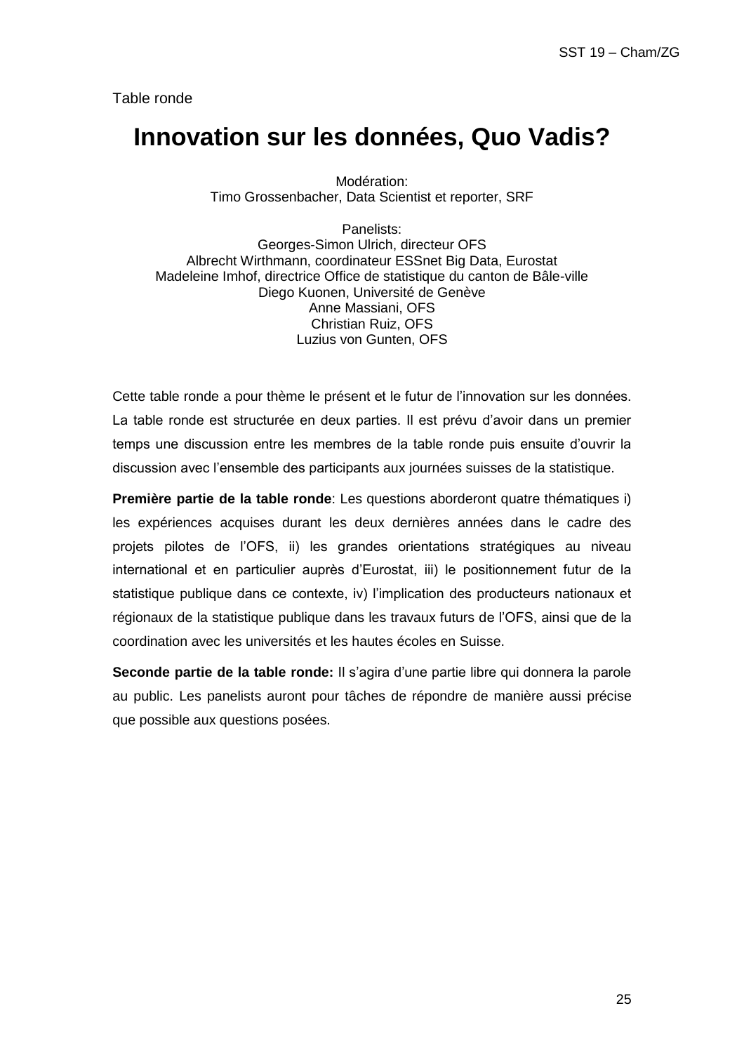Table ronde

# Innovation sur les données, Quo Vadis?

Modération:
Timo Grossenbacher, Data Scientist et reporter, SRF

Panelists:
Georges-Simon Ulrich, directeur OFS
Albrecht Wirthmann, coordinateur ESSnet Big Data, Eurostat
Madeleine Imhof, directrice Office de statistique du canton de Bâle-ville
Diego Kuonen, Université de Genève
Anne Massiani, OFS
Christian Ruiz, OFS
Luzius von Gunten, OFS

Cette table ronde a pour thème le présent et le futur de l'innovation sur les données. La table ronde est structurée en deux parties. Il est prévu d'avoir dans un premier temps une discussion entre les membres de la table ronde puis ensuite d'ouvrir la discussion avec l'ensemble des participants aux journées suisses de la statistique.

**Première partie de la table ronde**: Les questions aborderont quatre thématiques i) les expériences acquises durant les deux dernières années dans le cadre des projets pilotes de l'OFS, ii) les grandes orientations stratégiques au niveau international et en particulier auprès d'Eurostat, iii) le positionnement futur de la statistique publique dans ce contexte, iv) l'implication des producteurs nationaux et régionaux de la statistique publique dans les travaux futurs de l'OFS, ainsi que de la coordination avec les universités et les hautes écoles en Suisse.

**Seconde partie de la table ronde:** Il s'agira d'une partie libre qui donnera la parole au public. Les panelists auront pour tâches de répondre de manière aussi précise que possible aux questions posées.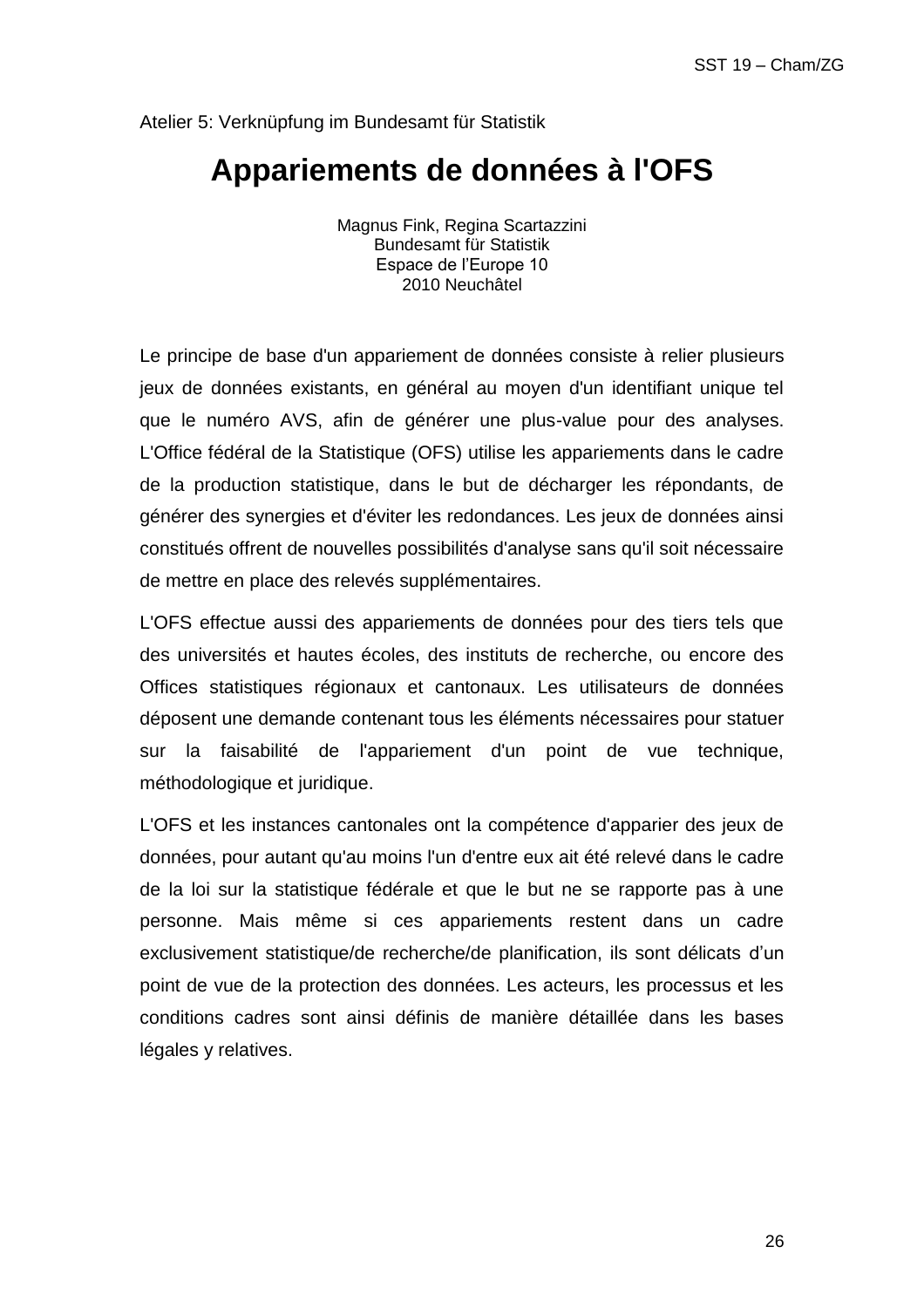Atelier 5: Verknüpfung im Bundesamt für Statistik

# Appariements de données à l'OFS

Magnus Fink, Regina Scartazzini
Bundesamt für Statistik
Espace de l'Europe 10
2010 Neuchâtel

Le principe de base d'un appariement de données consiste à relier plusieurs jeux de données existants, en général au moyen d'un identifiant unique tel que le numéro AVS, afin de générer une plus-value pour des analyses. L'Office fédéral de la Statistique (OFS) utilise les appariements dans le cadre de la production statistique, dans le but de décharger les répondants, de générer des synergies et d'éviter les redondances. Les jeux de données ainsi constitués offrent de nouvelles possibilités d'analyse sans qu'il soit nécessaire de mettre en place des relevés supplémentaires.

L'OFS effectue aussi des appariements de données pour des tiers tels que des universités et hautes écoles, des instituts de recherche, ou encore des Offices statistiques régionaux et cantonaux. Les utilisateurs de données déposent une demande contenant tous les éléments nécessaires pour statuer sur la faisabilité de l'appariement d'un point de vue technique, méthodologique et juridique.

L'OFS et les instances cantonales ont la compétence d'apparier des jeux de données, pour autant qu'au moins l'un d'entre eux ait été relevé dans le cadre de la loi sur la statistique fédérale et que le but ne se rapporte pas à une personne. Mais même si ces appariements restent dans un cadre exclusivement statistique/de recherche/de planification, ils sont délicats d'un point de vue de la protection des données. Les acteurs, les processus et les conditions cadres sont ainsi définis de manière détaillée dans les bases légales y relatives.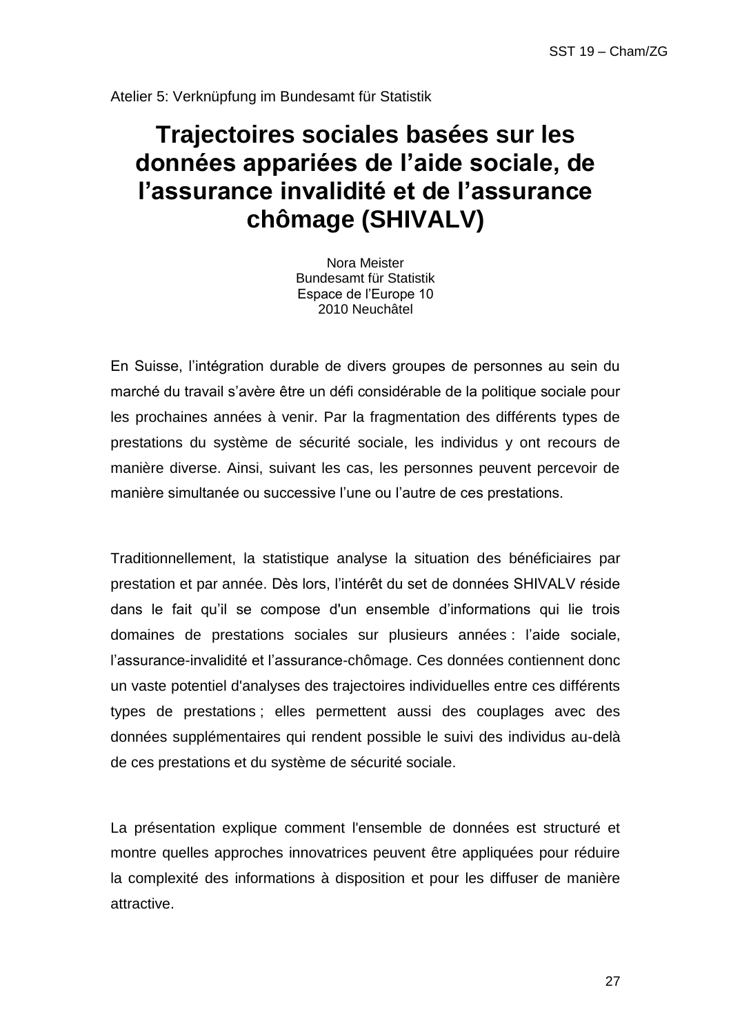Atelier 5: Verknüpfung im Bundesamt für Statistik

# Trajectoires sociales basées sur les données appariées de l'aide sociale, de l'assurance invalidité et de l'assurance chômage (SHIVALV)

Nora Meister
Bundesamt für Statistik
Espace de l'Europe 10
2010 Neuchâtel

En Suisse, l'intégration durable de divers groupes de personnes au sein du marché du travail s'avère être un défi considérable de la politique sociale pour les prochaines années à venir. Par la fragmentation des différents types de prestations du système de sécurité sociale, les individus y ont recours de manière diverse. Ainsi, suivant les cas, les personnes peuvent percevoir de manière simultanée ou successive l'une ou l'autre de ces prestations.

Traditionnellement, la statistique analyse la situation des bénéficiaires par prestation et par année. Dès lors, l'intérêt du set de données SHIVALV réside dans le fait qu'il se compose d'un ensemble d'informations qui lie trois domaines de prestations sociales sur plusieurs années : l'aide sociale, l'assurance-invalidité et l'assurance-chômage. Ces données contiennent donc un vaste potentiel d'analyses des trajectoires individuelles entre ces différents types de prestations ; elles permettent aussi des couplages avec des données supplémentaires qui rendent possible le suivi des individus au-delà de ces prestations et du système de sécurité sociale.

La présentation explique comment l'ensemble de données est structuré et montre quelles approches innovatrices peuvent être appliquées pour réduire la complexité des informations à disposition et pour les diffuser de manière attractive.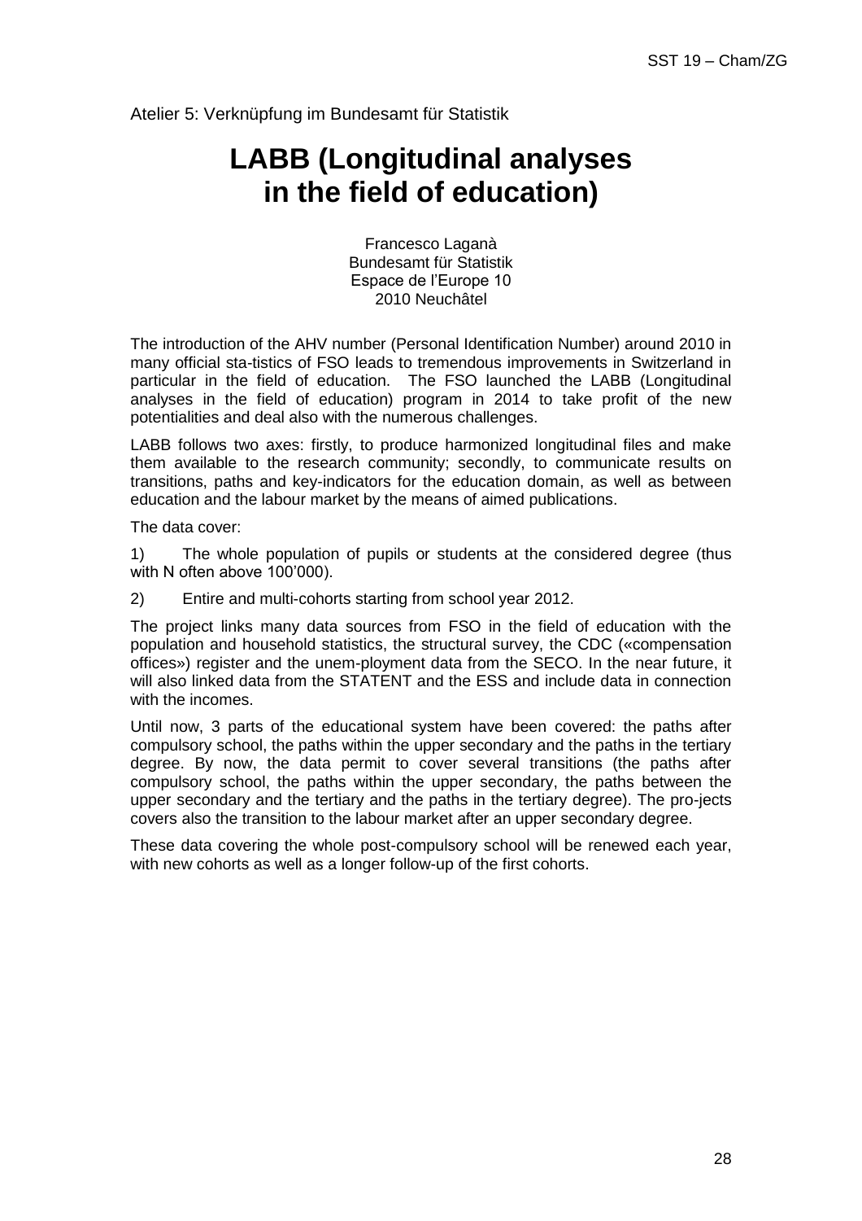Atelier 5: Verknüpfung im Bundesamt für Statistik

# LABB (Longitudinal analyses in the field of education)

Francesco Laganà
Bundesamt für Statistik
Espace de l'Europe 10
2010 Neuchâtel

The introduction of the AHV number (Personal Identification Number) around 2010 in many official sta-tistics of FSO leads to tremendous improvements in Switzerland in particular in the field of education. The FSO launched the LABB (Longitudinal analyses in the field of education) program in 2014 to take profit of the new potentialities and deal also with the numerous challenges.

LABB follows two axes: firstly, to produce harmonized longitudinal files and make them available to the research community; secondly, to communicate results on transitions, paths and key-indicators for the education domain, as well as between education and the labour market by the means of aimed publications.

The data cover:

1) The whole population of pupils or students at the considered degree (thus with N often above 100'000).

2) Entire and multi-cohorts starting from school year 2012.

The project links many data sources from FSO in the field of education with the population and household statistics, the structural survey, the CDC («compensation offices») register and the unem-ployment data from the SECO. In the near future, it will also linked data from the STATENT and the ESS and include data in connection with the incomes.

Until now, 3 parts of the educational system have been covered: the paths after compulsory school, the paths within the upper secondary and the paths in the tertiary degree. By now, the data permit to cover several transitions (the paths after compulsory school, the paths within the upper secondary, the paths between the upper secondary and the tertiary and the paths in the tertiary degree). The pro-jects covers also the transition to the labour market after an upper secondary degree.

These data covering the whole post-compulsory school will be renewed each year, with new cohorts as well as a longer follow-up of the first cohorts.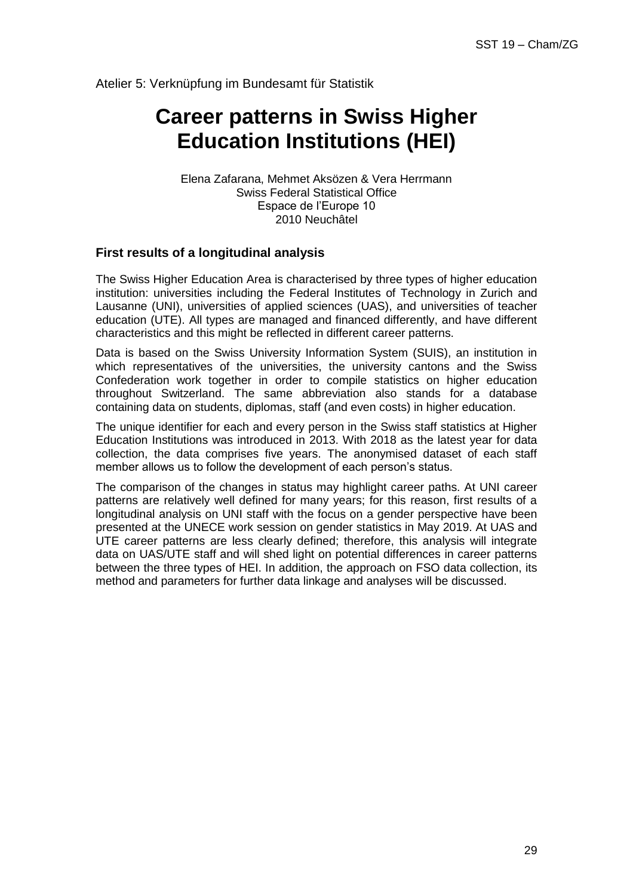Atelier 5: Verknüpfung im Bundesamt für Statistik

# Career patterns in Swiss Higher Education Institutions (HEI)

Elena Zafarana, Mehmet Aksözen & Vera Herrmann
Swiss Federal Statistical Office
Espace de l'Europe 10
2010 Neuchâtel

### First results of a longitudinal analysis

The Swiss Higher Education Area is characterised by three types of higher education institution: universities including the Federal Institutes of Technology in Zurich and Lausanne (UNI), universities of applied sciences (UAS), and universities of teacher education (UTE). All types are managed and financed differently, and have different characteristics and this might be reflected in different career patterns.

Data is based on the Swiss University Information System (SUIS), an institution in which representatives of the universities, the university cantons and the Swiss Confederation work together in order to compile statistics on higher education throughout Switzerland. The same abbreviation also stands for a database containing data on students, diplomas, staff (and even costs) in higher education.

The unique identifier for each and every person in the Swiss staff statistics at Higher Education Institutions was introduced in 2013. With 2018 as the latest year for data collection, the data comprises five years. The anonymised dataset of each staff member allows us to follow the development of each person's status.

The comparison of the changes in status may highlight career paths. At UNI career patterns are relatively well defined for many years; for this reason, first results of a longitudinal analysis on UNI staff with the focus on a gender perspective have been presented at the UNECE work session on gender statistics in May 2019. At UAS and UTE career patterns are less clearly defined; therefore, this analysis will integrate data on UAS/UTE staff and will shed light on potential differences in career patterns between the three types of HEI. In addition, the approach on FSO data collection, its method and parameters for further data linkage and analyses will be discussed.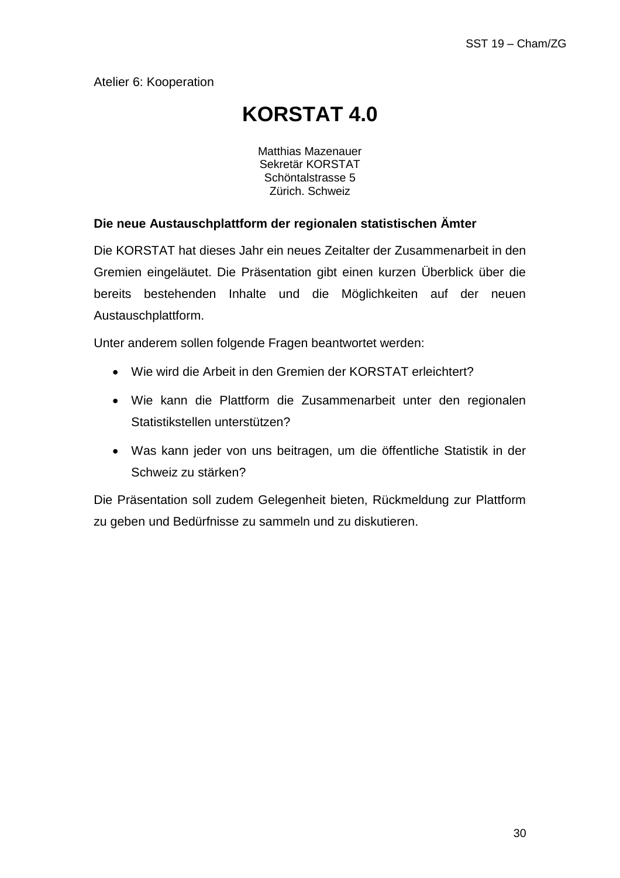Atelier 6: Kooperation

# KORSTAT 4.0

Matthias Mazenauer
Sekretär KORSTAT
Schöntalstrasse 5
Zürich. Schweiz

**Die neue Austauschplattform der regionalen statistischen Ämter**

Die KORSTAT hat dieses Jahr ein neues Zeitalter der Zusammenarbeit in den Gremien eingeläutet. Die Präsentation gibt einen kurzen Überblick über die bereits bestehenden Inhalte und die Möglichkeiten auf der neuen Austauschplattform.

Unter anderem sollen folgende Fragen beantwortet werden:

- Wie wird die Arbeit in den Gremien der KORSTAT erleichtert?
- Wie kann die Plattform die Zusammenarbeit unter den regionalen Statistikstellen unterstützen?
- Was kann jeder von uns beitragen, um die öffentliche Statistik in der Schweiz zu stärken?

Die Präsentation soll zudem Gelegenheit bieten, Rückmeldung zur Plattform zu geben und Bedürfnisse zu sammeln und zu diskutieren.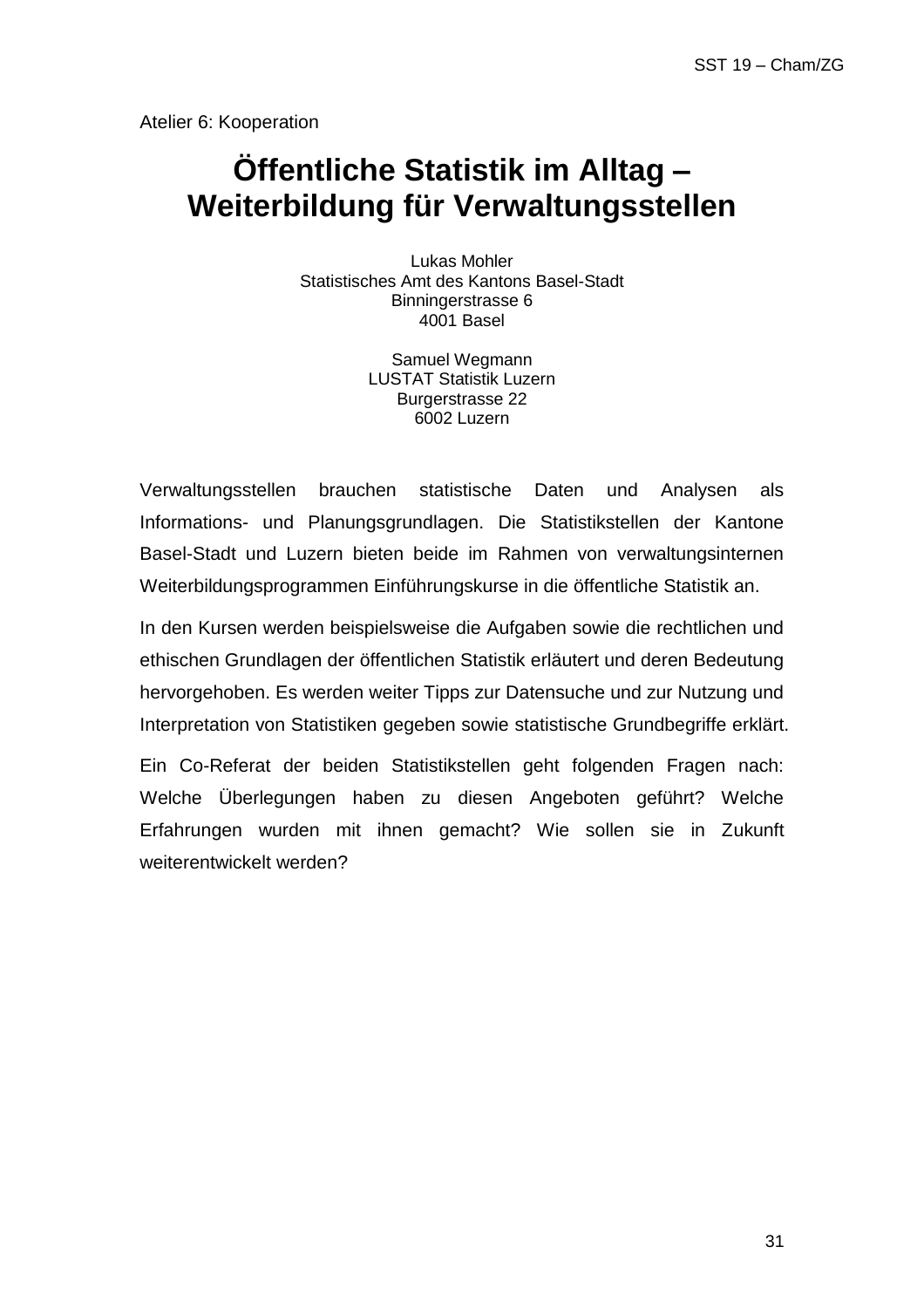Atelier 6: Kooperation

# Öffentliche Statistik im Alltag – Weiterbildung für Verwaltungsstellen

Lukas Mohler
Statistisches Amt des Kantons Basel-Stadt
Binningerstrasse 6
4001 Basel

Samuel Wegmann
LUSTAT Statistik Luzern
Burgerstrasse 22
6002 Luzern

Verwaltungsstellen brauchen statistische Daten und Analysen als Informations- und Planungsgrundlagen. Die Statistikstellen der Kantone Basel-Stadt und Luzern bieten beide im Rahmen von verwaltungsinternen Weiterbildungsprogrammen Einführungskurse in die öffentliche Statistik an.

In den Kursen werden beispielsweise die Aufgaben sowie die rechtlichen und ethischen Grundlagen der öffentlichen Statistik erläutert und deren Bedeutung hervorgehoben. Es werden weiter Tipps zur Datensuche und zur Nutzung und Interpretation von Statistiken gegeben sowie statistische Grundbegriffe erklärt.

Ein Co-Referat der beiden Statistikstellen geht folgenden Fragen nach: Welche Überlegungen haben zu diesen Angeboten geführt? Welche Erfahrungen wurden mit ihnen gemacht? Wie sollen sie in Zukunft weiterentwickelt werden?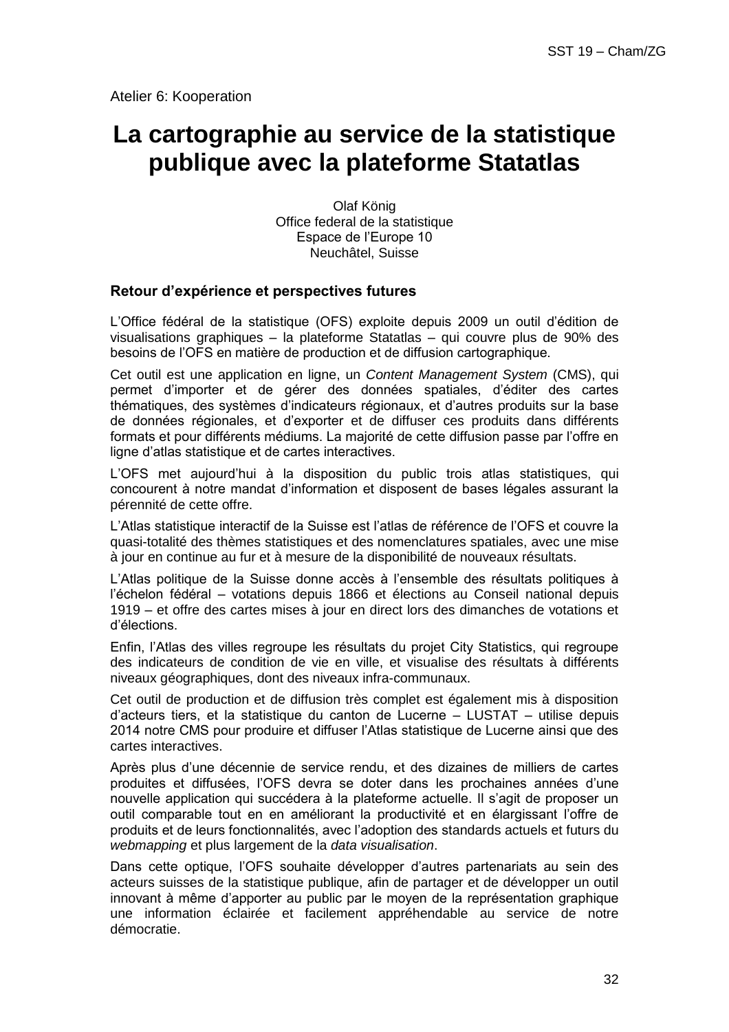Atelier 6: Kooperation

# La cartographie au service de la statistique publique avec la plateforme Statatlas

Olaf König
Office federal de la statistique
Espace de l'Europe 10
Neuchâtel, Suisse

### Retour d'expérience et perspectives futures

L'Office fédéral de la statistique (OFS) exploite depuis 2009 un outil d'édition de visualisations graphiques – la plateforme Statatlas – qui couvre plus de 90% des besoins de l'OFS en matière de production et de diffusion cartographique.

Cet outil est une application en ligne, un *Content Management System* (CMS), qui permet d'importer et de gérer des données spatiales, d'éditer des cartes thématiques, des systèmes d'indicateurs régionaux, et d'autres produits sur la base de données régionales, et d'exporter et de diffuser ces produits dans différents formats et pour différents médiums. La majorité de cette diffusion passe par l'offre en ligne d'atlas statistique et de cartes interactives.

L'OFS met aujourd'hui à la disposition du public trois atlas statistiques, qui concourent à notre mandat d'information et disposent de bases légales assurant la pérennité de cette offre.

L'Atlas statistique interactif de la Suisse est l'atlas de référence de l'OFS et couvre la quasi-totalité des thèmes statistiques et des nomenclatures spatiales, avec une mise à jour en continue au fur et à mesure de la disponibilité de nouveaux résultats.

L'Atlas politique de la Suisse donne accès à l'ensemble des résultats politiques à l'échelon fédéral – votations depuis 1866 et élections au Conseil national depuis 1919 – et offre des cartes mises à jour en direct lors des dimanches de votations et d'élections.

Enfin, l'Atlas des villes regroupe les résultats du projet City Statistics, qui regroupe des indicateurs de condition de vie en ville, et visualise des résultats à différents niveaux géographiques, dont des niveaux infra-communaux.

Cet outil de production et de diffusion très complet est également mis à disposition d'acteurs tiers, et la statistique du canton de Lucerne – LUSTAT – utilise depuis 2014 notre CMS pour produire et diffuser l'Atlas statistique de Lucerne ainsi que des cartes interactives.

Après plus d'une décennie de service rendu, et des dizaines de milliers de cartes produites et diffusées, l'OFS devra se doter dans les prochaines années d'une nouvelle application qui succédera à la plateforme actuelle. Il s'agit de proposer un outil comparable tout en en améliorant la productivité et en élargissant l'offre de produits et de leurs fonctionnalités, avec l'adoption des standards actuels et futurs du *webmapping* et plus largement de la *data visualisation*.

Dans cette optique, l'OFS souhaite développer d'autres partenariats au sein des acteurs suisses de la statistique publique, afin de partager et de développer un outil innovant à même d'apporter au public par le moyen de la représentation graphique une information éclairée et facilement appréhendable au service de notre démocratie.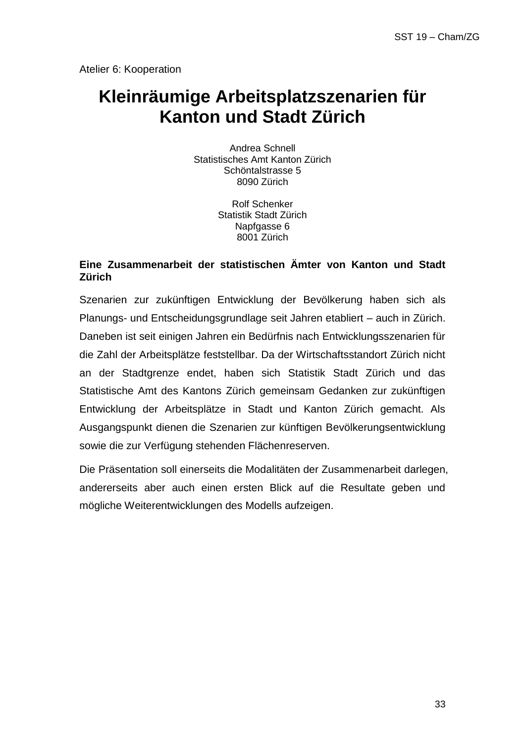Atelier 6: Kooperation

# Kleinräumige Arbeitsplatzszenarien für Kanton und Stadt Zürich

Andrea Schnell
Statistisches Amt Kanton Zürich
Schöntalstrasse 5
8090 Zürich

Rolf Schenker
Statistik Stadt Zürich
Napfgasse 6
8001 Zürich

**Eine Zusammenarbeit der statistischen Ämter von Kanton und Stadt Zürich**

Szenarien zur zukünftigen Entwicklung der Bevölkerung haben sich als Planungs- und Entscheidungsgrundlage seit Jahren etabliert – auch in Zürich. Daneben ist seit einigen Jahren ein Bedürfnis nach Entwicklungsszenarien für die Zahl der Arbeitsplätze feststellbar. Da der Wirtschaftsstandort Zürich nicht an der Stadtgrenze endet, haben sich Statistik Stadt Zürich und das Statistische Amt des Kantons Zürich gemeinsam Gedanken zur zukünftigen Entwicklung der Arbeitsplätze in Stadt und Kanton Zürich gemacht. Als Ausgangspunkt dienen die Szenarien zur künftigen Bevölkerungsentwicklung sowie die zur Verfügung stehenden Flächenreserven.

Die Präsentation soll einerseits die Modalitäten der Zusammenarbeit darlegen, andererseits aber auch einen ersten Blick auf die Resultate geben und mögliche Weiterentwicklungen des Modells aufzeigen.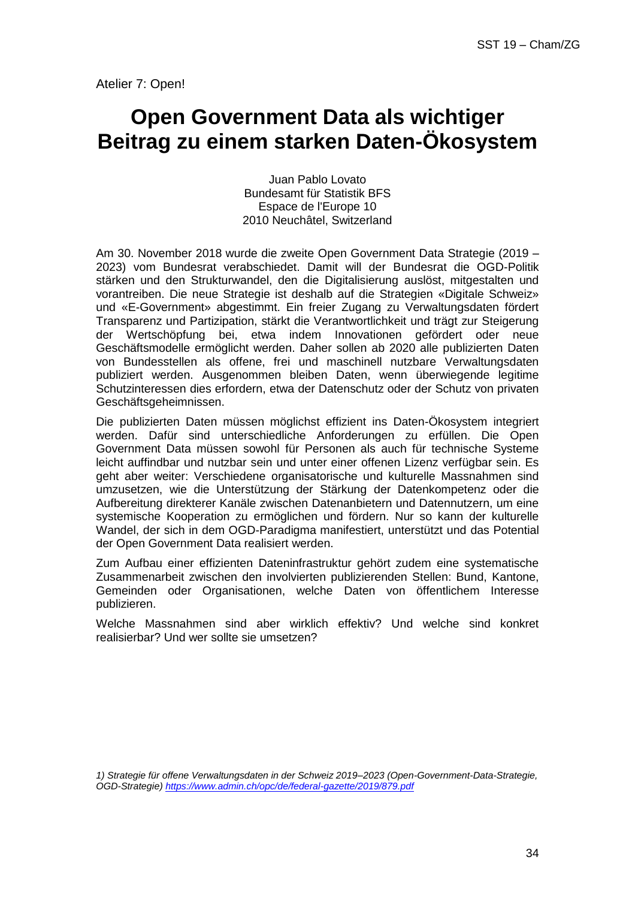Atelier 7: Open!

# Open Government Data als wichtiger Beitrag zu einem starken Daten-Ökosystem

Juan Pablo Lovato
Bundesamt für Statistik BFS
Espace de l'Europe 10
2010 Neuchâtel, Switzerland

Am 30. November 2018 wurde die zweite Open Government Data Strategie (2019 – 2023) vom Bundesrat verabschiedet. Damit will der Bundesrat die OGD-Politik stärken und den Strukturwandel, den die Digitalisierung auslöst, mitgestalten und vorantreiben. Die neue Strategie ist deshalb auf die Strategien «Digitale Schweiz» und «E-Government» abgestimmt. Ein freier Zugang zu Verwaltungsdaten fördert Transparenz und Partizipation, stärkt die Verantwortlichkeit und trägt zur Steigerung der Wertschöpfung bei, etwa indem Innovationen gefördert oder neue Geschäftsmodelle ermöglicht werden. Daher sollen ab 2020 alle publizierten Daten von Bundesstellen als offene, frei und maschinell nutzbare Verwaltungsdaten publiziert werden. Ausgenommen bleiben Daten, wenn überwiegende legitime Schutzinteressen dies erfordern, etwa der Datenschutz oder der Schutz von privaten Geschäftsgeheimnissen.

Die publizierten Daten müssen möglichst effizient ins Daten-Ökosystem integriert werden. Dafür sind unterschiedliche Anforderungen zu erfüllen. Die Open Government Data müssen sowohl für Personen als auch für technische Systeme leicht auffindbar und nutzbar sein und unter einer offenen Lizenz verfügbar sein. Es geht aber weiter: Verschiedene organisatorische und kulturelle Massnahmen sind umzusetzen, wie die Unterstützung der Stärkung der Datenkompetenz oder die Aufbereitung direkterer Kanäle zwischen Datenanbietern und Datennutzern, um eine systemische Kooperation zu ermöglichen und fördern. Nur so kann der kulturelle Wandel, der sich in dem OGD-Paradigma manifestiert, unterstützt und das Potential der Open Government Data realisiert werden.

Zum Aufbau einer effizienten Dateninfrastruktur gehört zudem eine systematische Zusammenarbeit zwischen den involvierten publizierenden Stellen: Bund, Kantone, Gemeinden oder Organisationen, welche Daten von öffentlichem Interesse publizieren.

Welche Massnahmen sind aber wirklich effektiv? Und welche sind konkret realisierbar? Und wer sollte sie umsetzen?

*1) Strategie für offene Verwaltungsdaten in der Schweiz 2019–2023 (Open-Government-Data-Strategie, OGD-Strategie) https://www.admin.ch/opc/de/federal-gazette/2019/879.pdf*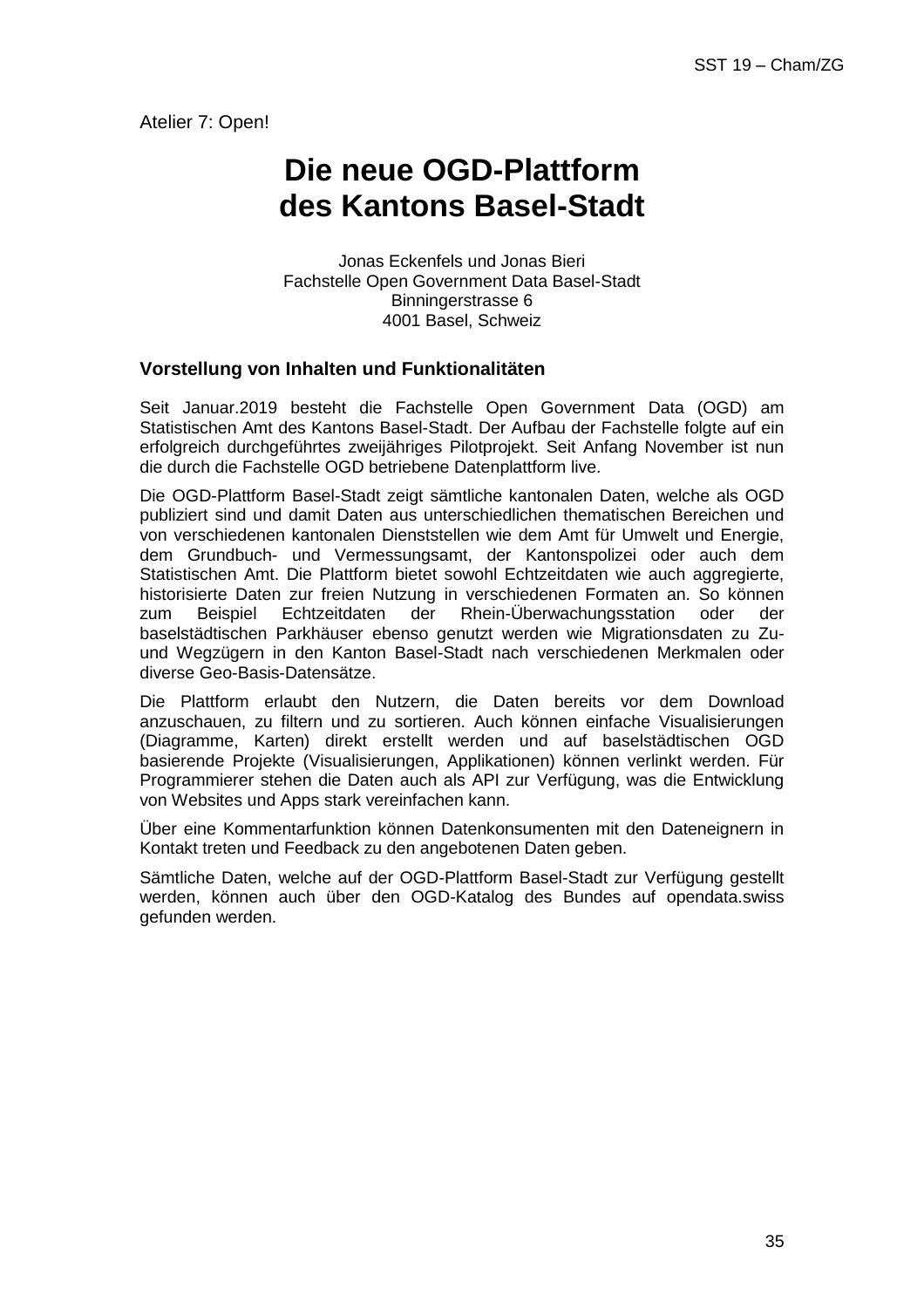Atelier 7: Open!

# Die neue OGD-Plattform des Kantons Basel-Stadt

Jonas Eckenfels und Jonas Bieri
Fachstelle Open Government Data Basel-Stadt
Binningerstrasse 6
4001 Basel, Schweiz

## Vorstellung von Inhalten und Funktionalitäten

Seit Januar.2019 besteht die Fachstelle Open Government Data (OGD) am Statistischen Amt des Kantons Basel-Stadt. Der Aufbau der Fachstelle folgte auf ein erfolgreich durchgeführtes zweijähriges Pilotprojekt. Seit Anfang November ist nun die durch die Fachstelle OGD betriebene Datenplattform live.

Die OGD-Plattform Basel-Stadt zeigt sämtliche kantonalen Daten, welche als OGD publiziert sind und damit Daten aus unterschiedlichen thematischen Bereichen und von verschiedenen kantonalen Dienststellen wie dem Amt für Umwelt und Energie, dem Grundbuch- und Vermessungsamt, der Kantonspolizei oder auch dem Statistischen Amt. Die Plattform bietet sowohl Echtzeitdaten wie auch aggregierte, historisierte Daten zur freien Nutzung in verschiedenen Formaten an. So können zum Beispiel Echtzeitdaten der Rhein-Überwachungsstation oder der baselstädtischen Parkhäuser ebenso genutzt werden wie Migrationsdaten zu Zu- und Wegzügern in den Kanton Basel-Stadt nach verschiedenen Merkmalen oder diverse Geo-Basis-Datensätze.

Die Plattform erlaubt den Nutzern, die Daten bereits vor dem Download anzuschauen, zu filtern und zu sortieren. Auch können einfache Visualisierungen (Diagramme, Karten) direkt erstellt werden und auf baselstädtischen OGD basierende Projekte (Visualisierungen, Applikationen) können verlinkt werden. Für Programmierer stehen die Daten auch als API zur Verfügung, was die Entwicklung von Websites und Apps stark vereinfachen kann.

Über eine Kommentarfunktion können Datenkonsumenten mit den Dateneignern in Kontakt treten und Feedback zu den angebotenen Daten geben.

Sämtliche Daten, welche auf der OGD-Plattform Basel-Stadt zur Verfügung gestellt werden, können auch über den OGD-Katalog des Bundes auf opendata.swiss gefunden werden.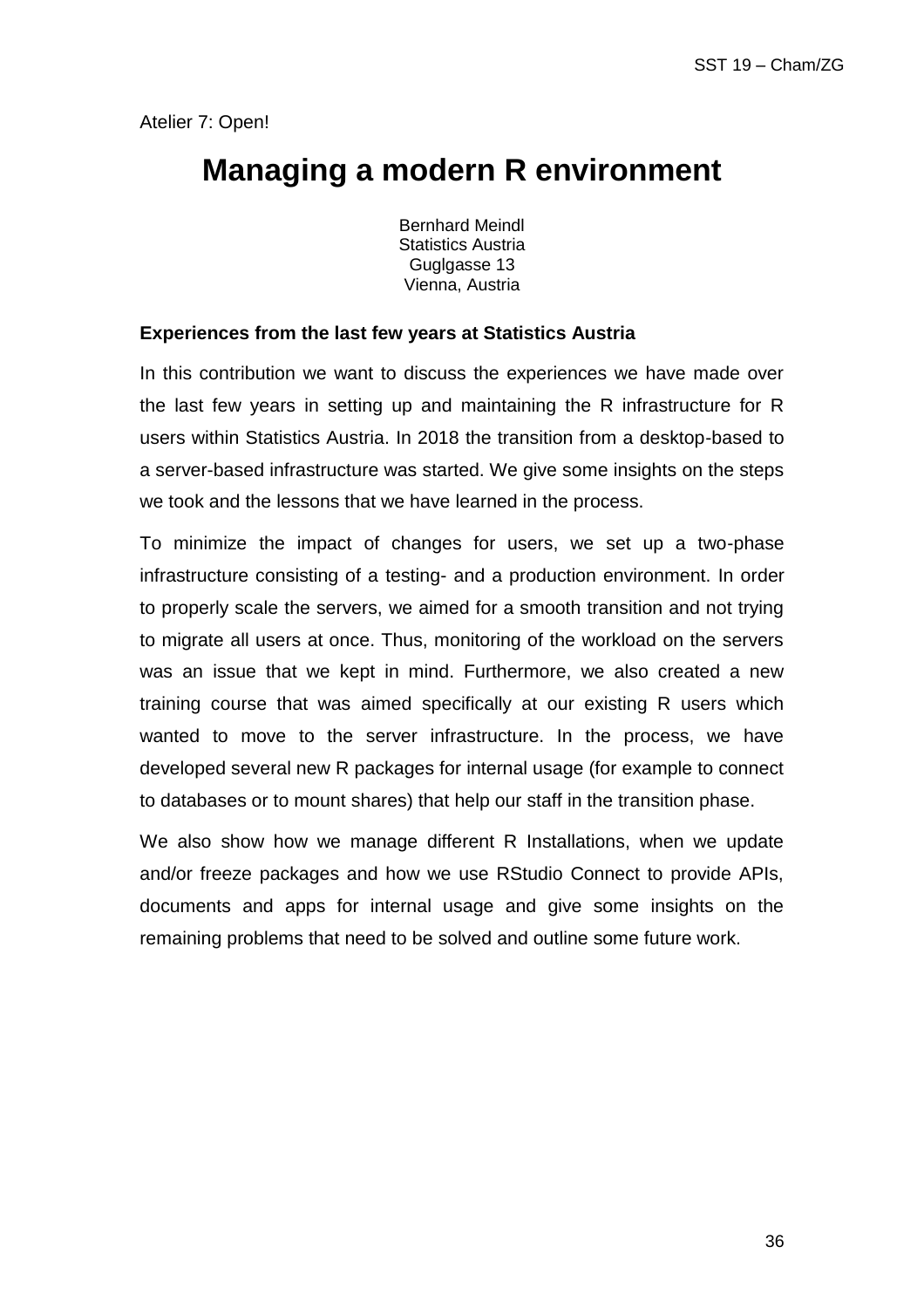Atelier 7: Open!

# Managing a modern R environment

Bernhard Meindl
Statistics Austria
Guglgasse 13
Vienna, Austria

### Experiences from the last few years at Statistics Austria

In this contribution we want to discuss the experiences we have made over the last few years in setting up and maintaining the R infrastructure for R users within Statistics Austria. In 2018 the transition from a desktop-based to a server-based infrastructure was started. We give some insights on the steps we took and the lessons that we have learned in the process.

To minimize the impact of changes for users, we set up a two-phase infrastructure consisting of a testing- and a production environment. In order to properly scale the servers, we aimed for a smooth transition and not trying to migrate all users at once. Thus, monitoring of the workload on the servers was an issue that we kept in mind. Furthermore, we also created a new training course that was aimed specifically at our existing R users which wanted to move to the server infrastructure. In the process, we have developed several new R packages for internal usage (for example to connect to databases or to mount shares) that help our staff in the transition phase.

We also show how we manage different R Installations, when we update and/or freeze packages and how we use RStudio Connect to provide APIs, documents and apps for internal usage and give some insights on the remaining problems that need to be solved and outline some future work.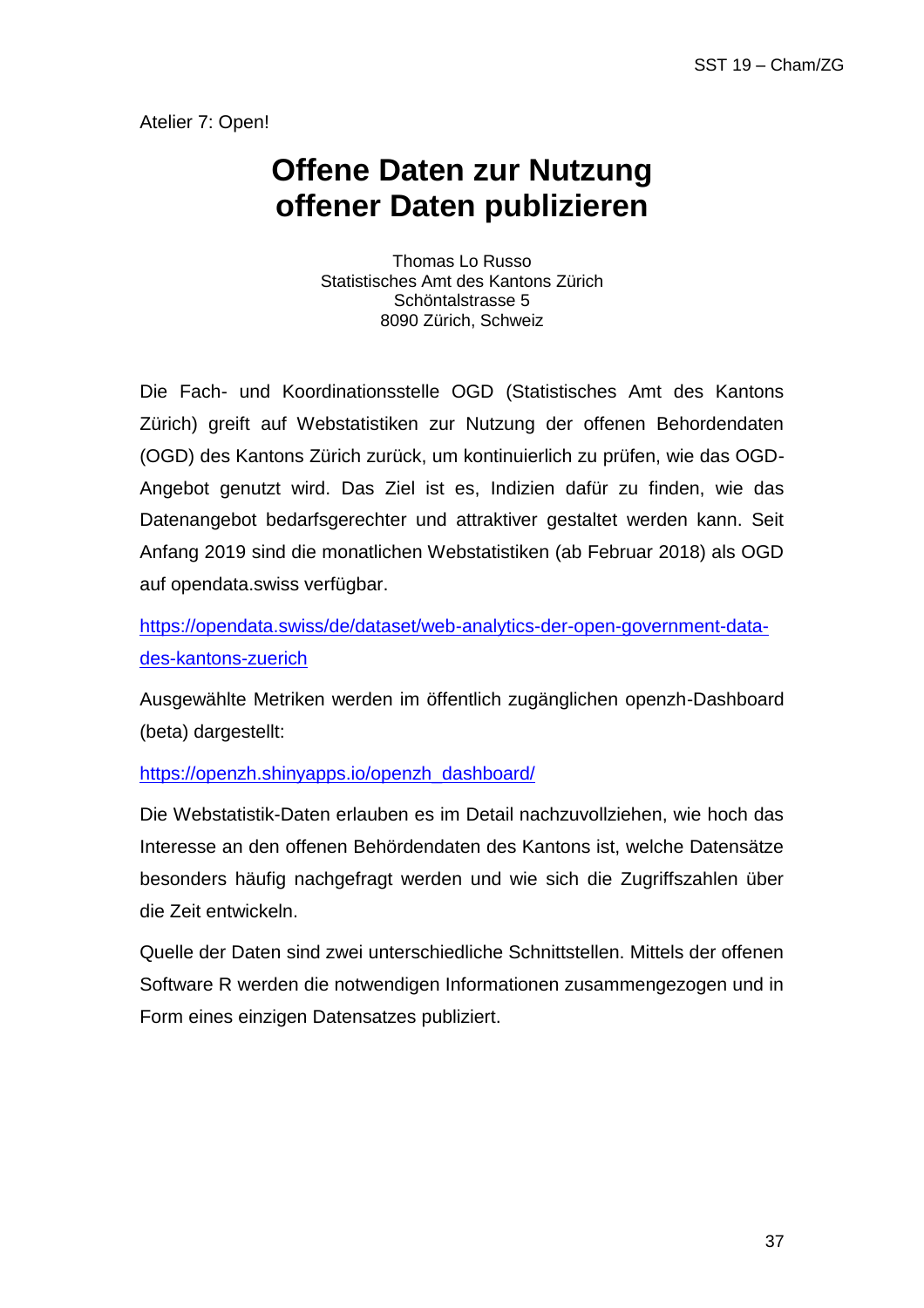Atelier 7: Open!

# Offene Daten zur Nutzung offener Daten publizieren

Thomas Lo Russo
Statistisches Amt des Kantons Zürich
Schöntalstrasse 5
8090 Zürich, Schweiz

Die Fach- und Koordinationsstelle OGD (Statistisches Amt des Kantons Zürich) greift auf Webstatistiken zur Nutzung der offenen Behordendaten (OGD) des Kantons Zürich zurück, um kontinuierlich zu prüfen, wie das OGD-Angebot genutzt wird. Das Ziel ist es, Indizien dafür zu finden, wie das Datenangebot bedarfsgerechter und attraktiver gestaltet werden kann. Seit Anfang 2019 sind die monatlichen Webstatistiken (ab Februar 2018) als OGD auf opendata.swiss verfügbar.

https://opendata.swiss/de/dataset/web-analytics-der-open-government-data-des-kantons-zuerich

Ausgewählte Metriken werden im öffentlich zugänglichen openzh-Dashboard (beta) dargestellt:

https://openzh.shinyapps.io/openzh_dashboard/

Die Webstatistik-Daten erlauben es im Detail nachzuvollziehen, wie hoch das Interesse an den offenen Behördendaten des Kantons ist, welche Datensätze besonders häufig nachgefragt werden und wie sich die Zugriffszahlen über die Zeit entwickeln.

Quelle der Daten sind zwei unterschiedliche Schnittstellen. Mittels der offenen Software R werden die notwendigen Informationen zusammengezogen und in Form eines einzigen Datensatzes publiziert.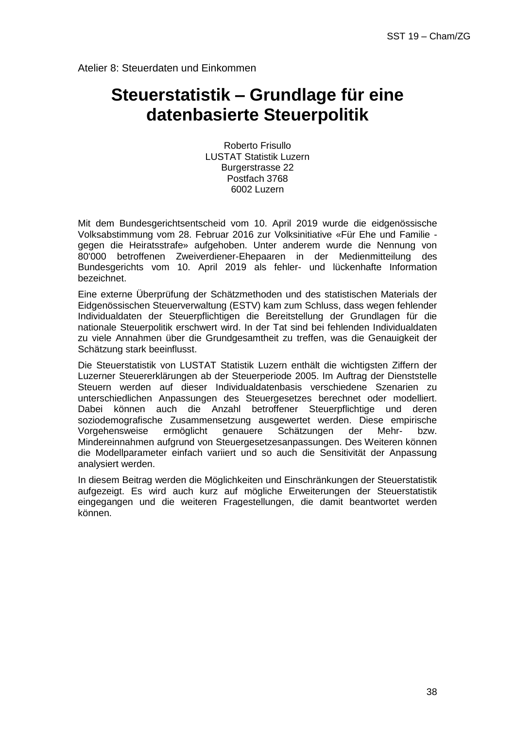Atelier 8: Steuerdaten und Einkommen

# Steuerstatistik – Grundlage für eine datenbasierte Steuerpolitik

Roberto Frisullo
LUSTAT Statistik Luzern
Burgerstrasse 22
Postfach 3768
6002 Luzern

Mit dem Bundesgerichtsentscheid vom 10. April 2019 wurde die eidgenössische Volksabstimmung vom 28. Februar 2016 zur Volksinitiative «Für Ehe und Familie - gegen die Heiratsstrafe» aufgehoben. Unter anderem wurde die Nennung von 80'000 betroffenen Zweiverdiener-Ehepaaren in der Medienmitteilung des Bundesgerichts vom 10. April 2019 als fehler- und lückenhafte Information bezeichnet.

Eine externe Überprüfung der Schätzmethoden und des statistischen Materials der Eidgenössischen Steuerverwaltung (ESTV) kam zum Schluss, dass wegen fehlender Individualdaten der Steuerpflichtigen die Bereitstellung der Grundlagen für die nationale Steuerpolitik erschwert wird. In der Tat sind bei fehlenden Individualdaten zu viele Annahmen über die Grundgesamtheit zu treffen, was die Genauigkeit der Schätzung stark beeinflusst.

Die Steuerstatistik von LUSTAT Statistik Luzern enthält die wichtigsten Ziffern der Luzerner Steuererklärungen ab der Steuerperiode 2005. Im Auftrag der Dienststelle Steuern werden auf dieser Individualdatenbasis verschiedene Szenarien zu unterschiedlichen Anpassungen des Steuergesetzes berechnet oder modelliert. Dabei können auch die Anzahl betroffener Steuerpflichtige und deren soziodemografische Zusammensetzung ausgewertet werden. Diese empirische Vorgehensweise ermöglicht genauere Schätzungen der Mehr- bzw. Mindereinnahmen aufgrund von Steuergesetzesanpassungen. Des Weiteren können die Modellparameter einfach variiert und so auch die Sensitivität der Anpassung analysiert werden.

In diesem Beitrag werden die Möglichkeiten und Einschränkungen der Steuerstatistik aufgezeigt. Es wird auch kurz auf mögliche Erweiterungen der Steuerstatistik eingegangen und die weiteren Fragestellungen, die damit beantwortet werden können.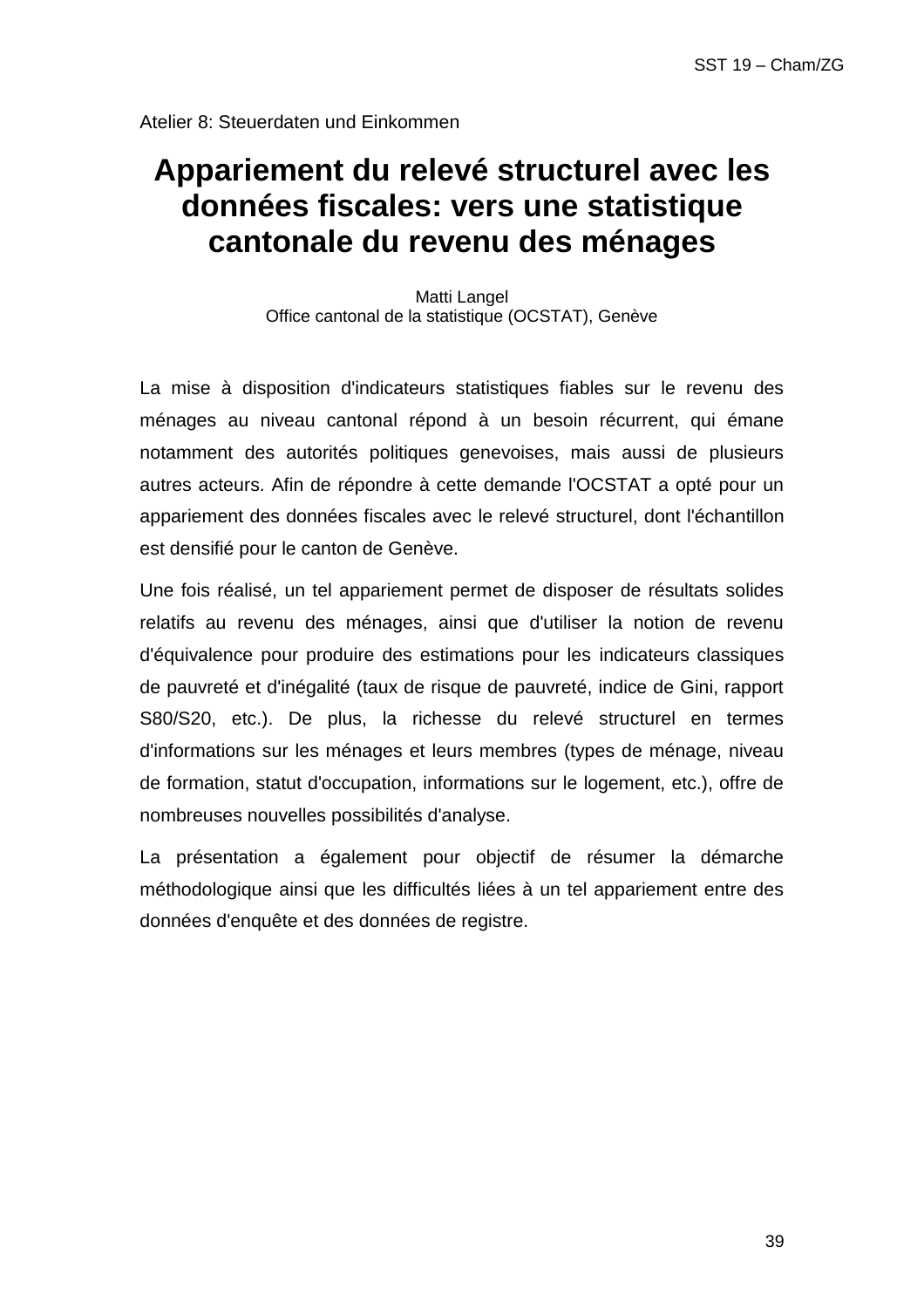Atelier 8: Steuerdaten und Einkommen

# Appariement du relevé structurel avec les données fiscales: vers une statistique cantonale du revenu des ménages

Matti Langel
Office cantonal de la statistique (OCSTAT), Genève

La mise à disposition d'indicateurs statistiques fiables sur le revenu des ménages au niveau cantonal répond à un besoin récurrent, qui émane notamment des autorités politiques genevoises, mais aussi de plusieurs autres acteurs. Afin de répondre à cette demande l'OCSTAT a opté pour un appariement des données fiscales avec le relevé structurel, dont l'échantillon est densifié pour le canton de Genève.

Une fois réalisé, un tel appariement permet de disposer de résultats solides relatifs au revenu des ménages, ainsi que d'utiliser la notion de revenu d'équivalence pour produire des estimations pour les indicateurs classiques de pauvreté et d'inégalité (taux de risque de pauvreté, indice de Gini, rapport S80/S20, etc.). De plus, la richesse du relevé structurel en termes d'informations sur les ménages et leurs membres (types de ménage, niveau de formation, statut d'occupation, informations sur le logement, etc.), offre de nombreuses nouvelles possibilités d'analyse.

La présentation a également pour objectif de résumer la démarche méthodologique ainsi que les difficultés liées à un tel appariement entre des données d'enquête et des données de registre.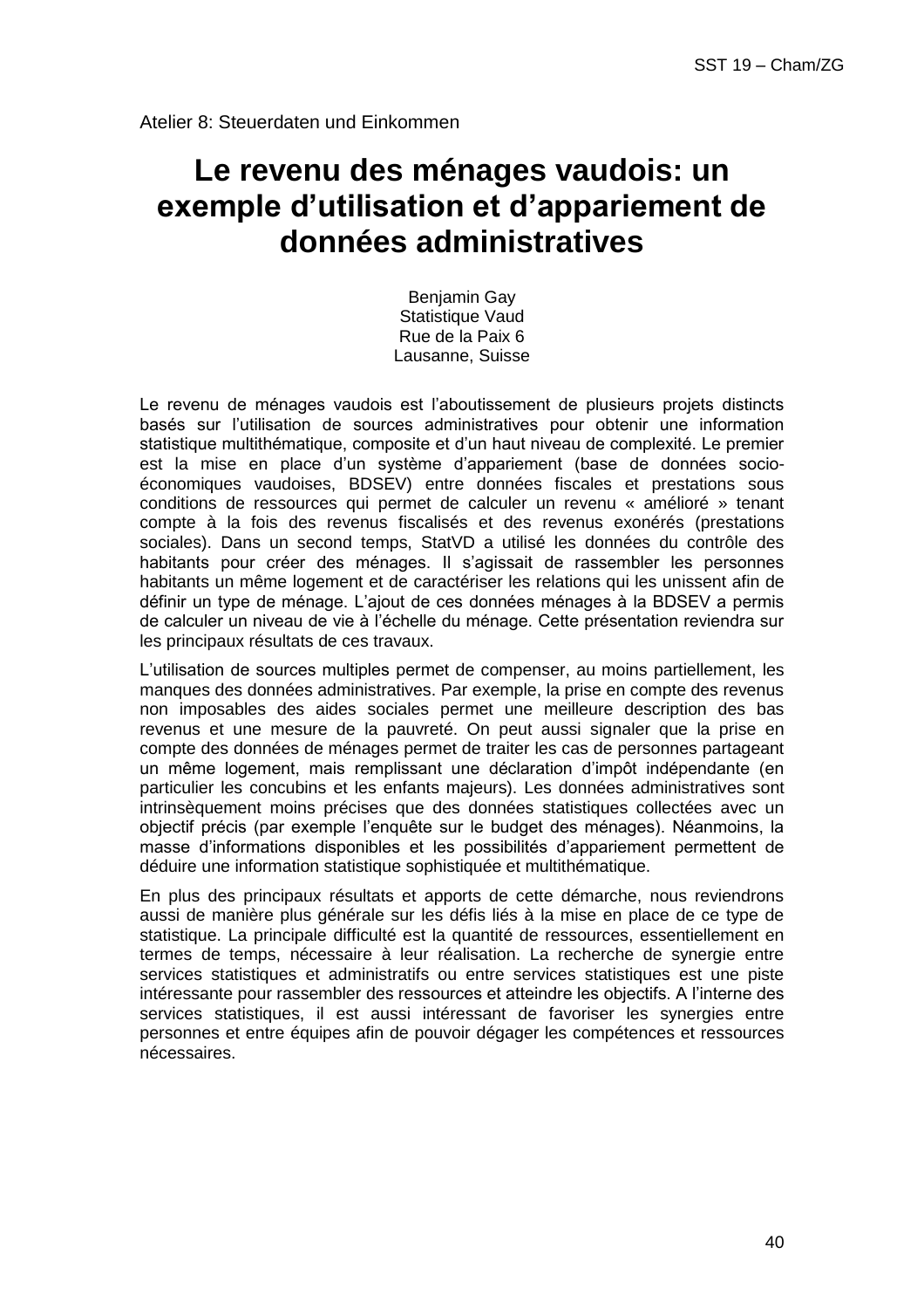Atelier 8: Steuerdaten und Einkommen

# Le revenu des ménages vaudois: un exemple d'utilisation et d'appariement de données administratives

Benjamin Gay
Statistique Vaud
Rue de la Paix 6
Lausanne, Suisse

Le revenu de ménages vaudois est l'aboutissement de plusieurs projets distincts basés sur l'utilisation de sources administratives pour obtenir une information statistique multithématique, composite et d'un haut niveau de complexité. Le premier est la mise en place d'un système d'appariement (base de données socio-économiques vaudoises, BDSEV) entre données fiscales et prestations sous conditions de ressources qui permet de calculer un revenu « amélioré » tenant compte à la fois des revenus fiscalisés et des revenus exonérés (prestations sociales). Dans un second temps, StatVD a utilisé les données du contrôle des habitants pour créer des ménages. Il s'agissait de rassembler les personnes habitants un même logement et de caractériser les relations qui les unissent afin de définir un type de ménage. L'ajout de ces données ménages à la BDSEV a permis de calculer un niveau de vie à l'échelle du ménage. Cette présentation reviendra sur les principaux résultats de ces travaux.

L'utilisation de sources multiples permet de compenser, au moins partiellement, les manques des données administratives. Par exemple, la prise en compte des revenus non imposables des aides sociales permet une meilleure description des bas revenus et une mesure de la pauvreté. On peut aussi signaler que la prise en compte des données de ménages permet de traiter les cas de personnes partageant un même logement, mais remplissant une déclaration d'impôt indépendante (en particulier les concubins et les enfants majeurs). Les données administratives sont intrinsèquement moins précises que des données statistiques collectées avec un objectif précis (par exemple l'enquête sur le budget des ménages). Néanmoins, la masse d'informations disponibles et les possibilités d'appariement permettent de déduire une information statistique sophistiquée et multithématique.

En plus des principaux résultats et apports de cette démarche, nous reviendrons aussi de manière plus générale sur les défis liés à la mise en place de ce type de statistique. La principale difficulté est la quantité de ressources, essentiellement en termes de temps, nécessaire à leur réalisation. La recherche de synergie entre services statistiques et administratifs ou entre services statistiques est une piste intéressante pour rassembler des ressources et atteindre les objectifs. A l'interne des services statistiques, il est aussi intéressant de favoriser les synergies entre personnes et entre équipes afin de pouvoir dégager les compétences et ressources nécessaires.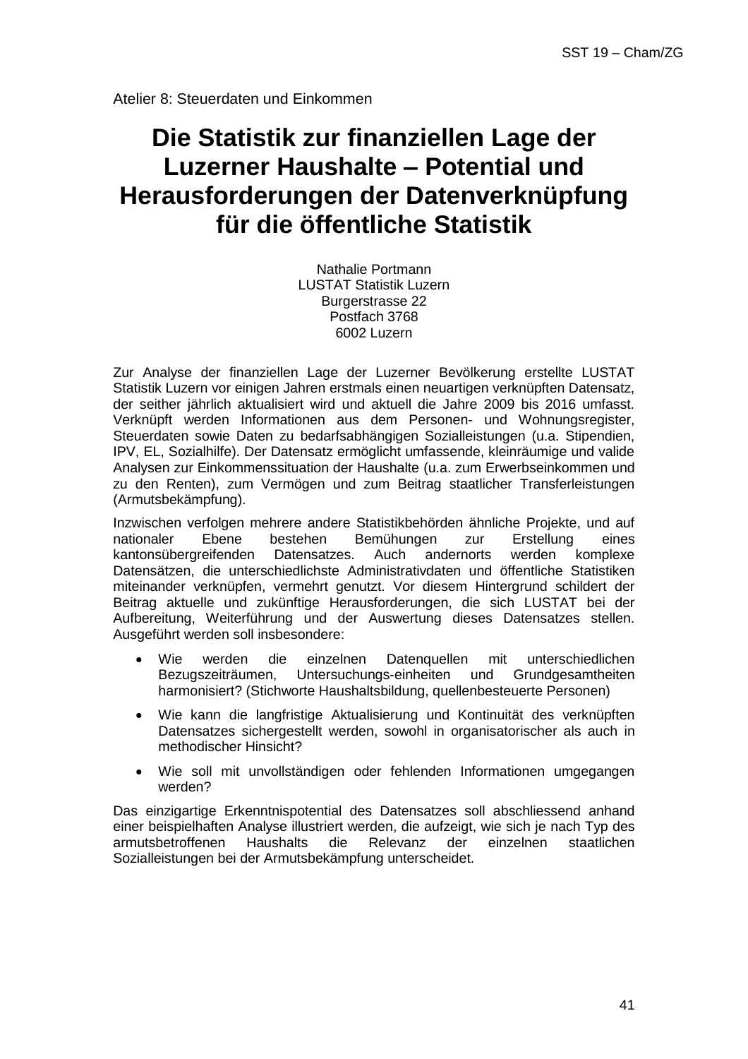Atelier 8: Steuerdaten und Einkommen

# Die Statistik zur finanziellen Lage der Luzerner Haushalte – Potential und Herausforderungen der Datenverknüpfung für die öffentliche Statistik

Nathalie Portmann
LUSTAT Statistik Luzern
Burgerstrasse 22
Postfach 3768
6002 Luzern

Zur Analyse der finanziellen Lage der Luzerner Bevölkerung erstellte LUSTAT Statistik Luzern vor einigen Jahren erstmals einen neuartigen verknüpften Datensatz, der seither jährlich aktualisiert wird und aktuell die Jahre 2009 bis 2016 umfasst. Verknüpft werden Informationen aus dem Personen- und Wohnungsregister, Steuerdaten sowie Daten zu bedarfsabhängigen Sozialleistungen (u.a. Stipendien, IPV, EL, Sozialhilfe). Der Datensatz ermöglicht umfassende, kleinräumige und valide Analysen zur Einkommenssituation der Haushalte (u.a. zum Erwerbseinkommen und zu den Renten), zum Vermögen und zum Beitrag staatlicher Transferleistungen (Armutsbekämpfung).

Inzwischen verfolgen mehrere andere Statistikbehörden ähnliche Projekte, und auf nationaler Ebene bestehen Bemühungen zur Erstellung eines kantonsübergreifenden Datensatzes. Auch andernorts werden komplexe Datensätzen, die unterschiedlichste Administrativdaten und öffentliche Statistiken miteinander verknüpfen, vermehrt genutzt. Vor diesem Hintergrund schildert der Beitrag aktuelle und zukünftige Herausforderungen, die sich LUSTAT bei der Aufbereitung, Weiterführung und der Auswertung dieses Datensatzes stellen. Ausgeführt werden soll insbesondere:

- Wie werden die einzelnen Datenquellen mit unterschiedlichen Bezugszeiträumen, Untersuchungs-einheiten und Grundgesamtheiten harmonisiert? (Stichworte Haushaltsbildung, quellenbesteuerte Personen)
- Wie kann die langfristige Aktualisierung und Kontinuität des verknüpften Datensatzes sichergestellt werden, sowohl in organisatorischer als auch in methodischer Hinsicht?
- Wie soll mit unvollständigen oder fehlenden Informationen umgegangen werden?

Das einzigartige Erkenntnispotential des Datensatzes soll abschliessend anhand einer beispielhaften Analyse illustriert werden, die aufzeigt, wie sich je nach Typ des armutsbetroffenen Haushalts die Relevanz der einzelnen staatlichen Sozialleistungen bei der Armutsbekämpfung unterscheidet.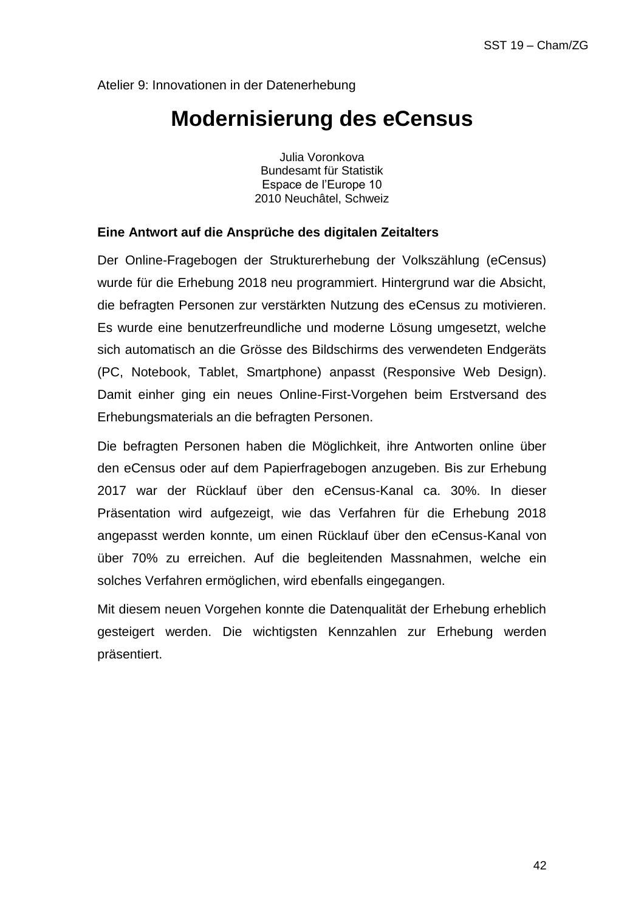Atelier 9: Innovationen in der Datenerhebung

# Modernisierung des eCensus

Julia Voronkova
Bundesamt für Statistik
Espace de l'Europe 10
2010 Neuchâtel, Schweiz

**Eine Antwort auf die Ansprüche des digitalen Zeitalters**

Der Online-Fragebogen der Strukturerhebung der Volkszählung (eCensus) wurde für die Erhebung 2018 neu programmiert. Hintergrund war die Absicht, die befragten Personen zur verstärkten Nutzung des eCensus zu motivieren. Es wurde eine benutzerfreundliche und moderne Lösung umgesetzt, welche sich automatisch an die Grösse des Bildschirms des verwendeten Endgeräts (PC, Notebook, Tablet, Smartphone) anpasst (Responsive Web Design). Damit einher ging ein neues Online-First-Vorgehen beim Erstversand des Erhebungsmaterials an die befragten Personen.

Die befragten Personen haben die Möglichkeit, ihre Antworten online über den eCensus oder auf dem Papierfragebogen anzugeben. Bis zur Erhebung 2017 war der Rücklauf über den eCensus-Kanal ca. 30%. In dieser Präsentation wird aufgezeigt, wie das Verfahren für die Erhebung 2018 angepasst werden konnte, um einen Rücklauf über den eCensus-Kanal von über 70% zu erreichen. Auf die begleitenden Massnahmen, welche ein solches Verfahren ermöglichen, wird ebenfalls eingegangen.

Mit diesem neuen Vorgehen konnte die Datenqualität der Erhebung erheblich gesteigert werden. Die wichtigsten Kennzahlen zur Erhebung werden präsentiert.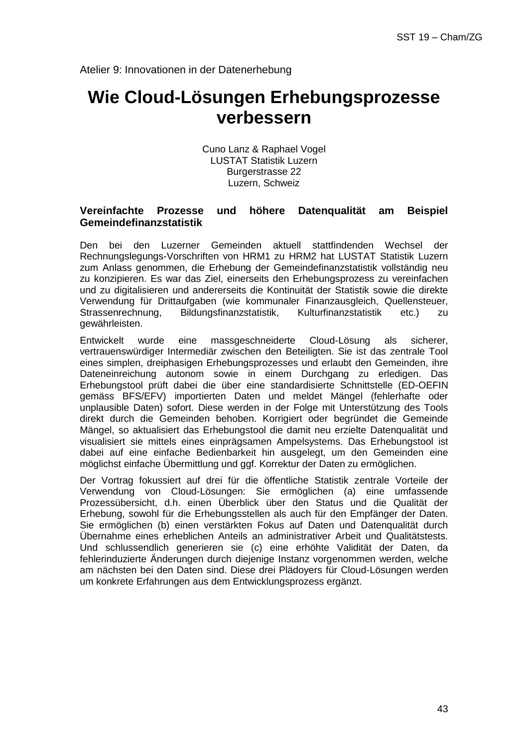Atelier 9: Innovationen in der Datenerhebung

# Wie Cloud-Lösungen Erhebungsprozesse verbessern

Cuno Lanz & Raphael Vogel
LUSTAT Statistik Luzern
Burgerstrasse 22
Luzern, Schweiz

### Vereinfachte Prozesse und höhere Datenqualität am Beispiel Gemeindefinanzstatistik

Den bei den Luzerner Gemeinden aktuell stattfindenden Wechsel der Rechnungslegungs-Vorschriften von HRM1 zu HRM2 hat LUSTAT Statistik Luzern zum Anlass genommen, die Erhebung der Gemeindefinanzstatistik vollständig neu zu konzipieren. Es war das Ziel, einerseits den Erhebungsprozess zu vereinfachen und zu digitalisieren und andererseits die Kontinuität der Statistik sowie die direkte Verwendung für Drittaufgaben (wie kommunaler Finanzausgleich, Quellensteuer, Strassenrechnung, Bildungsfinanzstatistik, Kulturfinanzstatistik etc.) zu gewährleisten.

Entwickelt wurde eine massgeschneiderte Cloud-Lösung als sicherer, vertrauenswürdiger Intermediär zwischen den Beteiligten. Sie ist das zentrale Tool eines simplen, dreiphasigen Erhebungsprozesses und erlaubt den Gemeinden, ihre Dateneinreichung autonom sowie in einem Durchgang zu erledigen. Das Erhebungstool prüft dabei die über eine standardisierte Schnittstelle (ED-OEFIN gemäss BFS/EFV) importierten Daten und meldet Mängel (fehlerhafte oder unplausible Daten) sofort. Diese werden in der Folge mit Unterstützung des Tools direkt durch die Gemeinden behoben. Korrigiert oder begründet die Gemeinde Mängel, so aktualisiert das Erhebungstool die damit neu erzielte Datenqualität und visualisiert sie mittels eines einprägsamen Ampelsystems. Das Erhebungstool ist dabei auf eine einfache Bedienbarkeit hin ausgelegt, um den Gemeinden eine möglichst einfache Übermittlung und ggf. Korrektur der Daten zu ermöglichen.

Der Vortrag fokussiert auf drei für die öffentliche Statistik zentrale Vorteile der Verwendung von Cloud-Lösungen: Sie ermöglichen (a) eine umfassende Prozessübersicht, d.h. einen Überblick über den Status und die Qualität der Erhebung, sowohl für die Erhebungsstellen als auch für den Empfänger der Daten. Sie ermöglichen (b) einen verstärkten Fokus auf Daten und Datenqualität durch Übernahme eines erheblichen Anteils an administrativer Arbeit und Qualitätstests. Und schlussendlich generieren sie (c) eine erhöhte Validität der Daten, da fehlerinduzierte Änderungen durch diejenige Instanz vorgenommen werden, welche am nächsten bei den Daten sind. Diese drei Plädoyers für Cloud-Lösungen werden um konkrete Erfahrungen aus dem Entwicklungsprozess ergänzt.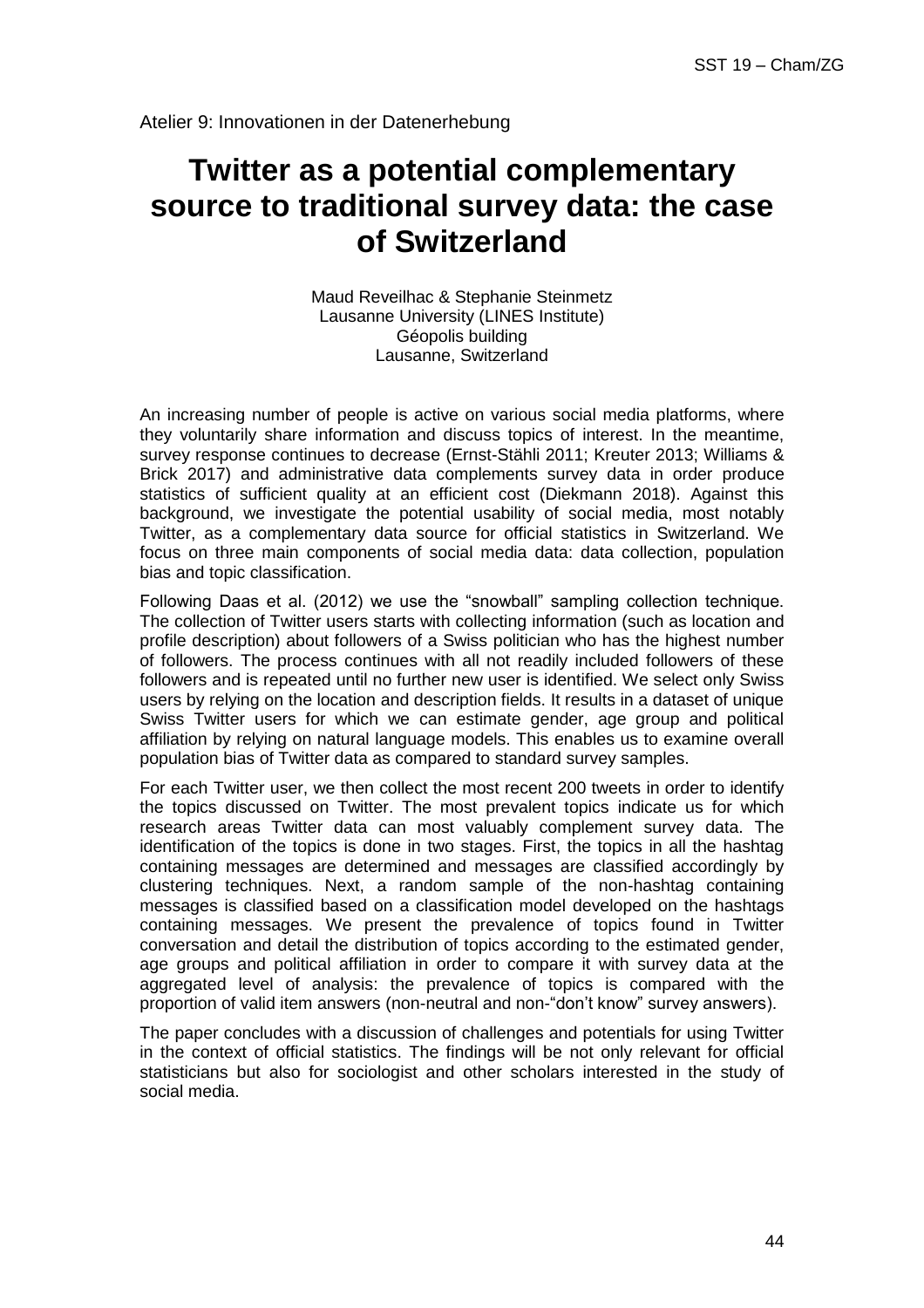Atelier 9: Innovationen in der Datenerhebung

# Twitter as a potential complementary source to traditional survey data: the case of Switzerland

Maud Reveilhac & Stephanie Steinmetz
Lausanne University (LINES Institute)
Géopolis building
Lausanne, Switzerland

An increasing number of people is active on various social media platforms, where they voluntarily share information and discuss topics of interest. In the meantime, survey response continues to decrease (Ernst-Stähli 2011; Kreuter 2013; Williams & Brick 2017) and administrative data complements survey data in order produce statistics of sufficient quality at an efficient cost (Diekmann 2018). Against this background, we investigate the potential usability of social media, most notably Twitter, as a complementary data source for official statistics in Switzerland. We focus on three main components of social media data: data collection, population bias and topic classification.

Following Daas et al. (2012) we use the "snowball" sampling collection technique. The collection of Twitter users starts with collecting information (such as location and profile description) about followers of a Swiss politician who has the highest number of followers. The process continues with all not readily included followers of these followers and is repeated until no further new user is identified. We select only Swiss users by relying on the location and description fields. It results in a dataset of unique Swiss Twitter users for which we can estimate gender, age group and political affiliation by relying on natural language models. This enables us to examine overall population bias of Twitter data as compared to standard survey samples.

For each Twitter user, we then collect the most recent 200 tweets in order to identify the topics discussed on Twitter. The most prevalent topics indicate us for which research areas Twitter data can most valuably complement survey data. The identification of the topics is done in two stages. First, the topics in all the hashtag containing messages are determined and messages are classified accordingly by clustering techniques. Next, a random sample of the non-hashtag containing messages is classified based on a classification model developed on the hashtags containing messages. We present the prevalence of topics found in Twitter conversation and detail the distribution of topics according to the estimated gender, age groups and political affiliation in order to compare it with survey data at the aggregated level of analysis: the prevalence of topics is compared with the proportion of valid item answers (non-neutral and non-"don't know" survey answers).

The paper concludes with a discussion of challenges and potentials for using Twitter in the context of official statistics. The findings will be not only relevant for official statisticians but also for sociologist and other scholars interested in the study of social media.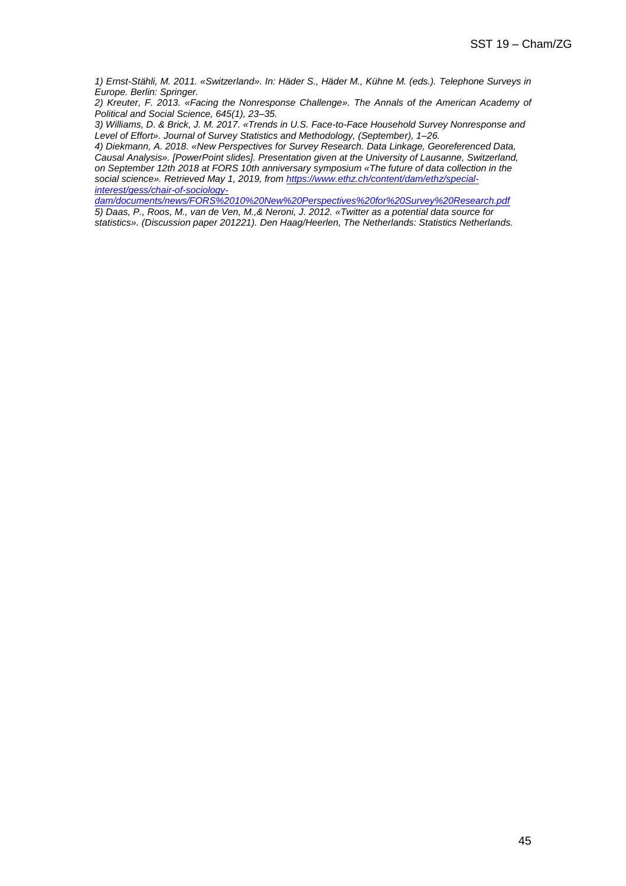*1) Ernst-Stähli, M. 2011. «Switzerland». In: Häder S., Häder M., Kühne M. (eds.). Telephone Surveys in Europe. Berlin: Springer.*

*2) Kreuter, F. 2013. «Facing the Nonresponse Challenge». The Annals of the American Academy of Political and Social Science, 645(1), 23–35.*

*3) Williams, D. & Brick, J. M. 2017. «Trends in U.S. Face-to-Face Household Survey Nonresponse and Level of Effort». Journal of Survey Statistics and Methodology, (September), 1–26.*

*4) Diekmann, A. 2018. «New Perspectives for Survey Research. Data Linkage, Georeferenced Data, Causal Analysis». [PowerPoint slides]. Presentation given at the University of Lausanne, Switzerland, on September 12th 2018 at FORS 10th anniversary symposium «The future of data collection in the social science». Retrieved May 1, 2019, from [https://www.ethz.ch/content/dam/ethz/special-interest/gess/chair-of-sociology-dam/documents/news/FORS%2010%20New%20Perspectives%20for%20Survey%20Research.pdf](https://www.ethz.ch/content/dam/ethz/special-interest/gess/chair-of-sociology-dam/documents/news/FORS%2010%20New%20Perspectives%20for%20Survey%20Research.pdf)*

*5) Daas, P., Roos, M., van de Ven, M.,& Neroni, J. 2012. «Twitter as a potential data source for statistics». (Discussion paper 201221). Den Haag/Heerlen, The Netherlands: Statistics Netherlands.*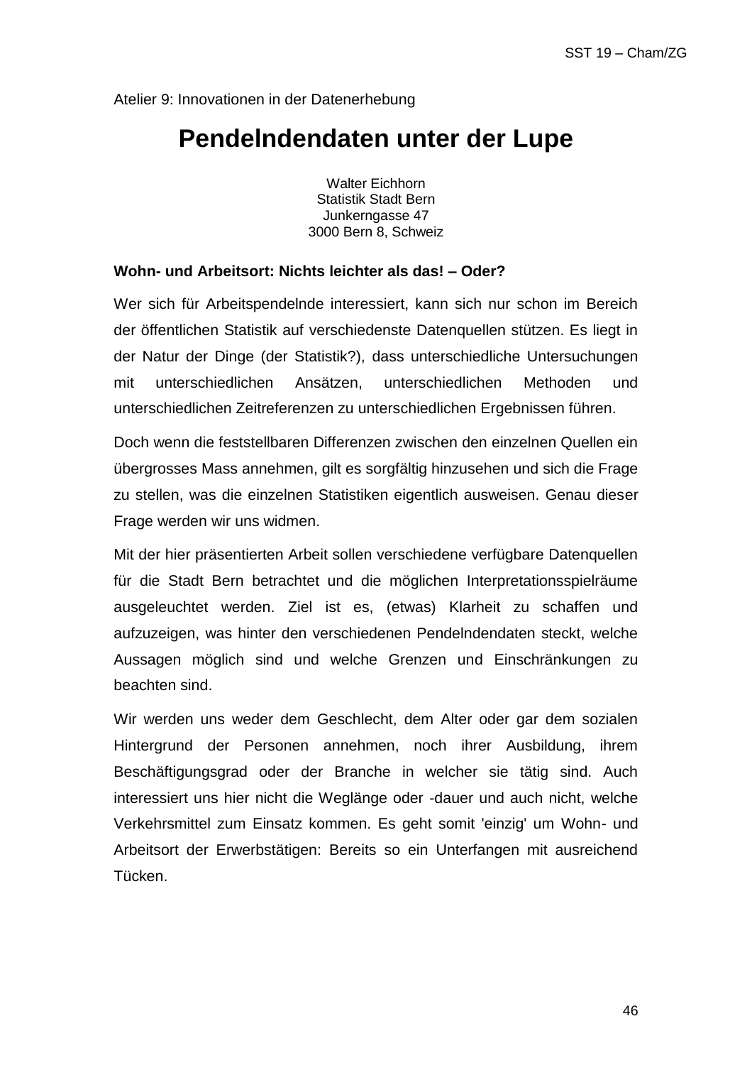Atelier 9: Innovationen in der Datenerhebung

# Pendelndendaten unter der Lupe

Walter Eichhorn
Statistik Stadt Bern
Junkerngasse 47
3000 Bern 8, Schweiz

**Wohn- und Arbeitsort: Nichts leichter als das! – Oder?**

Wer sich für Arbeitspendelnde interessiert, kann sich nur schon im Bereich der öffentlichen Statistik auf verschiedenste Datenquellen stützen. Es liegt in der Natur der Dinge (der Statistik?), dass unterschiedliche Untersuchungen mit unterschiedlichen Ansätzen, unterschiedlichen Methoden und unterschiedlichen Zeitreferenzen zu unterschiedlichen Ergebnissen führen.

Doch wenn die feststellbaren Differenzen zwischen den einzelnen Quellen ein übergrosses Mass annehmen, gilt es sorgfältig hinzusehen und sich die Frage zu stellen, was die einzelnen Statistiken eigentlich ausweisen. Genau dieser Frage werden wir uns widmen.

Mit der hier präsentierten Arbeit sollen verschiedene verfügbare Datenquellen für die Stadt Bern betrachtet und die möglichen Interpretationsspielräume ausgeleuchtet werden. Ziel ist es, (etwas) Klarheit zu schaffen und aufzuzeigen, was hinter den verschiedenen Pendelndendaten steckt, welche Aussagen möglich sind und welche Grenzen und Einschränkungen zu beachten sind.

Wir werden uns weder dem Geschlecht, dem Alter oder gar dem sozialen Hintergrund der Personen annehmen, noch ihrer Ausbildung, ihrem Beschäftigungsgrad oder der Branche in welcher sie tätig sind. Auch interessiert uns hier nicht die Weglänge oder -dauer und auch nicht, welche Verkehrsmittel zum Einsatz kommen. Es geht somit 'einzig' um Wohn- und Arbeitsort der Erwerbstätigen: Bereits so ein Unterfangen mit ausreichend Tücken.